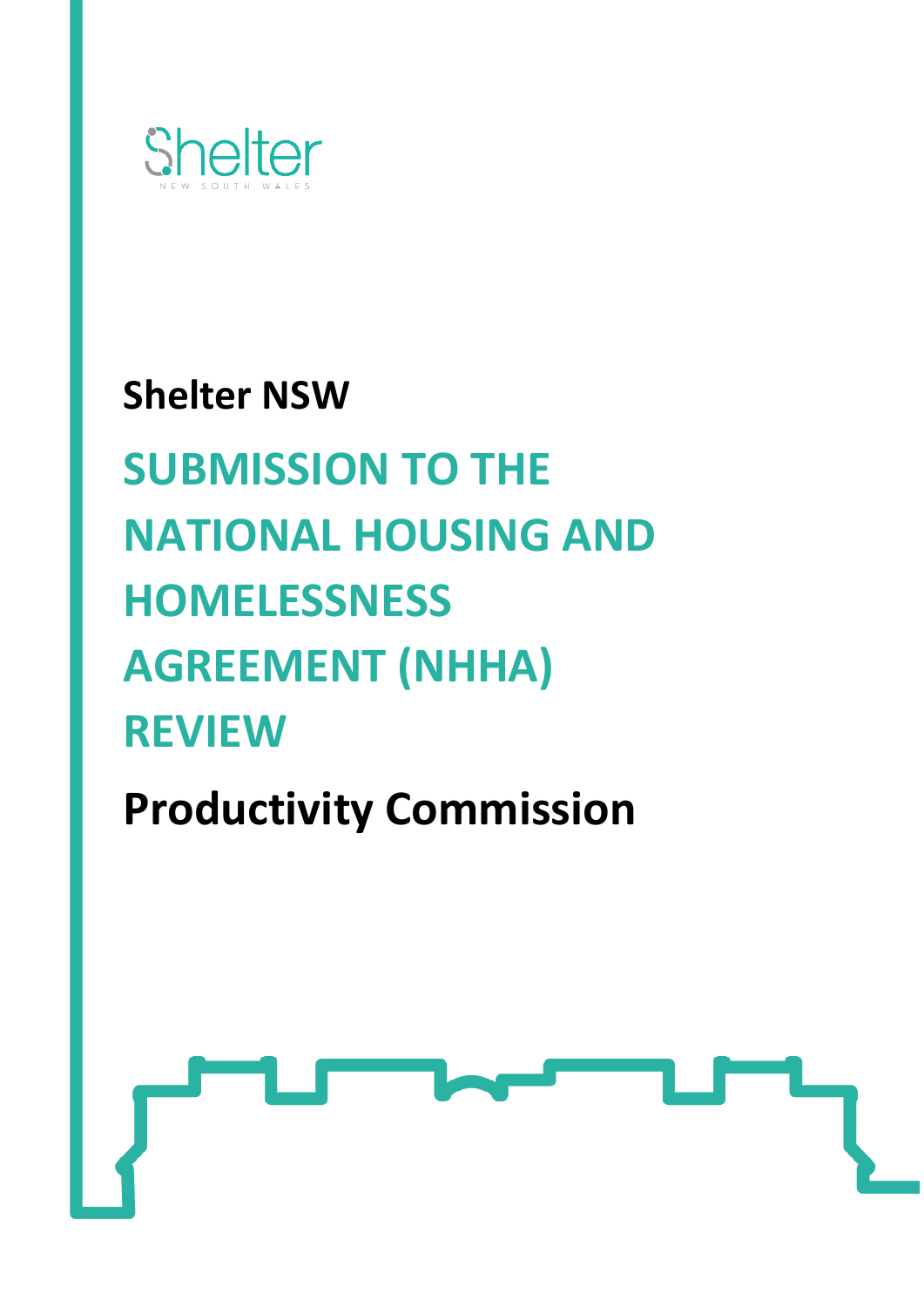Shelter
NEW SOUTH WALES

**Shelter NSW**

# SUBMISSION TO THE NATIONAL HOUSING AND HOMELESSNESS AGREEMENT (NHHA) REVIEW

**Productivity Commission**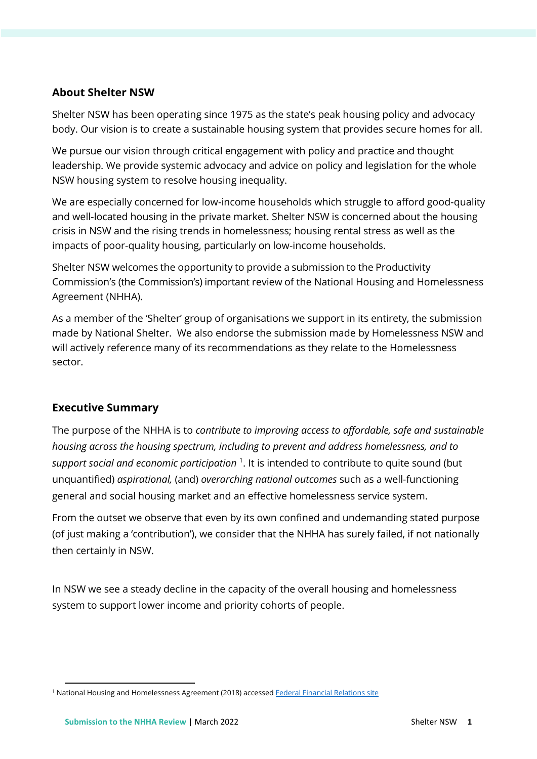## About Shelter NSW

Shelter NSW has been operating since 1975 as the state's peak housing policy and advocacy body. Our vision is to create a sustainable housing system that provides secure homes for all.

We pursue our vision through critical engagement with policy and practice and thought leadership. We provide systemic advocacy and advice on policy and legislation for the whole NSW housing system to resolve housing inequality.

We are especially concerned for low-income households which struggle to afford good-quality and well-located housing in the private market. Shelter NSW is concerned about the housing crisis in NSW and the rising trends in homelessness; housing rental stress as well as the impacts of poor-quality housing, particularly on low-income households.

Shelter NSW welcomes the opportunity to provide a submission to the Productivity Commission's (the Commission's) important review of the National Housing and Homelessness Agreement (NHHA).

As a member of the 'Shelter' group of organisations we support in its entirety, the submission made by National Shelter. We also endorse the submission made by Homelessness NSW and will actively reference many of its recommendations as they relate to the Homelessness sector.

## Executive Summary

The purpose of the NHHA is to *contribute to improving access to affordable, safe and sustainable housing across the housing spectrum, including to prevent and address homelessness, and to support social and economic participation* [1]. It is intended to contribute to quite sound (but unquantified) *aspirational,* (and) *overarching national outcomes* such as a well-functioning general and social housing market and an effective homelessness service system.

From the outset we observe that even by its own confined and undemanding stated purpose (of just making a 'contribution'), we consider that the NHHA has surely failed, if not nationally then certainly in NSW.

In NSW we see a steady decline in the capacity of the overall housing and homelessness system to support lower income and priority cohorts of people.

[1] National Housing and Homelessness Agreement (2018) accessed [Federal Financial Relations site]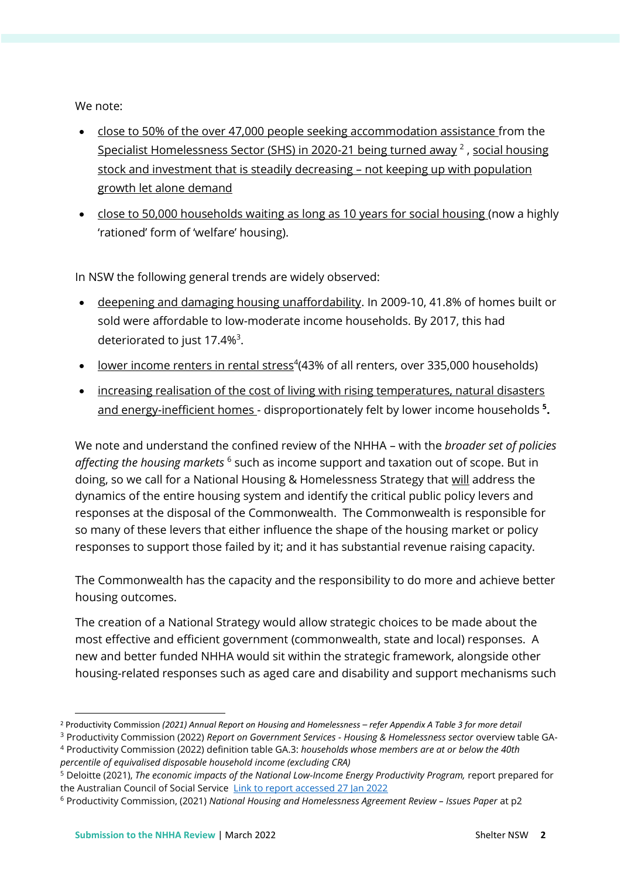We note:

- close to 50% of the over 47,000 people seeking accommodation assistance from the Specialist Homelessness Sector (SHS) in 2020-21 being turned away [2] , social housing stock and investment that is steadily decreasing – not keeping up with population growth let alone demand
- close to 50,000 households waiting as long as 10 years for social housing (now a highly 'rationed' form of 'welfare' housing).

In NSW the following general trends are widely observed:

- deepening and damaging housing unaffordability. In 2009-10, 41.8% of homes built or sold were affordable to low-moderate income households. By 2017, this had deteriorated to just 17.4%[3].
- lower income renters in rental stress[4](43% of all renters, over 335,000 households)
- increasing realisation of the cost of living with rising temperatures, natural disasters and energy-inefficient homes - disproportionately felt by lower income households **[5].**

We note and understand the confined review of the NHHA – with the *broader set of policies affecting the housing markets* [6] such as income support and taxation out of scope. But in doing, so we call for a National Housing & Homelessness Strategy that will address the dynamics of the entire housing system and identify the critical public policy levers and responses at the disposal of the Commonwealth. The Commonwealth is responsible for so many of these levers that either influence the shape of the housing market or policy responses to support those failed by it; and it has substantial revenue raising capacity.

The Commonwealth has the capacity and the responsibility to do more and achieve better housing outcomes.

The creation of a National Strategy would allow strategic choices to be made about the most effective and efficient government (commonwealth, state and local) responses. A new and better funded NHHA would sit within the strategic framework, alongside other housing-related responses such as aged care and disability and support mechanisms such

---

[2] Productivity Commission *(2021) Annual Report on Housing and Homelessness – refer Appendix A Table 3 for more detail*

[3] Productivity Commission (2022) *Report on Government Services - Housing & Homelessness sector* overview table GA-

[4] Productivity Commission (2022) definition table GA.3: *households whose members are at or below the 40th percentile of equivalised disposable household income (excluding CRA)*

[5] Deloitte (2021), *The economic impacts of the National Low-Income Energy Productivity Program,* report prepared for the Australian Council of Social Service Link to report accessed 27 Jan 2022

[6] Productivity Commission, (2021) *National Housing and Homelessness Agreement Review – Issues Paper* at p2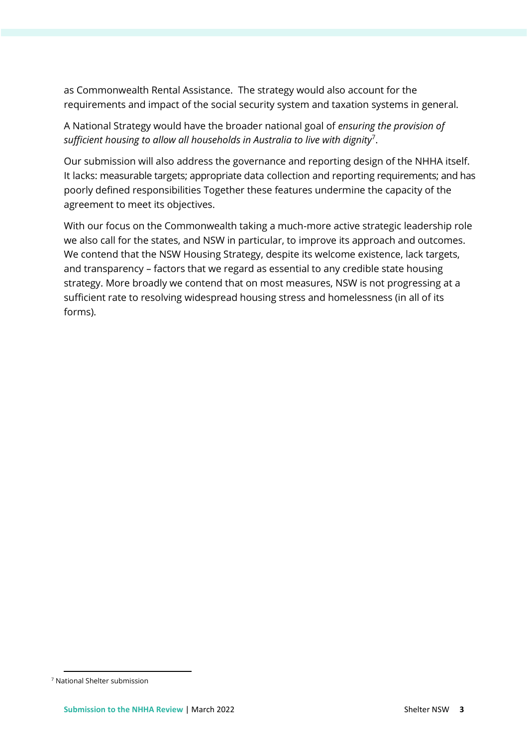as Commonwealth Rental Assistance.  The strategy would also account for the requirements and impact of the social security system and taxation systems in general.

A National Strategy would have the broader national goal of *ensuring the provision of sufficient housing to allow all households in Australia to live with dignity*[7].

Our submission will also address the governance and reporting design of the NHHA itself. It lacks: measurable targets; appropriate data collection and reporting requirements; and has poorly defined responsibilities Together these features undermine the capacity of the agreement to meet its objectives.

With our focus on the Commonwealth taking a much-more active strategic leadership role we also call for the states, and NSW in particular, to improve its approach and outcomes. We contend that the NSW Housing Strategy, despite its welcome existence, lack targets, and transparency – factors that we regard as essential to any credible state housing strategy. More broadly we contend that on most measures, NSW is not progressing at a sufficient rate to resolving widespread housing stress and homelessness (in all of its forms).

[7] National Shelter submission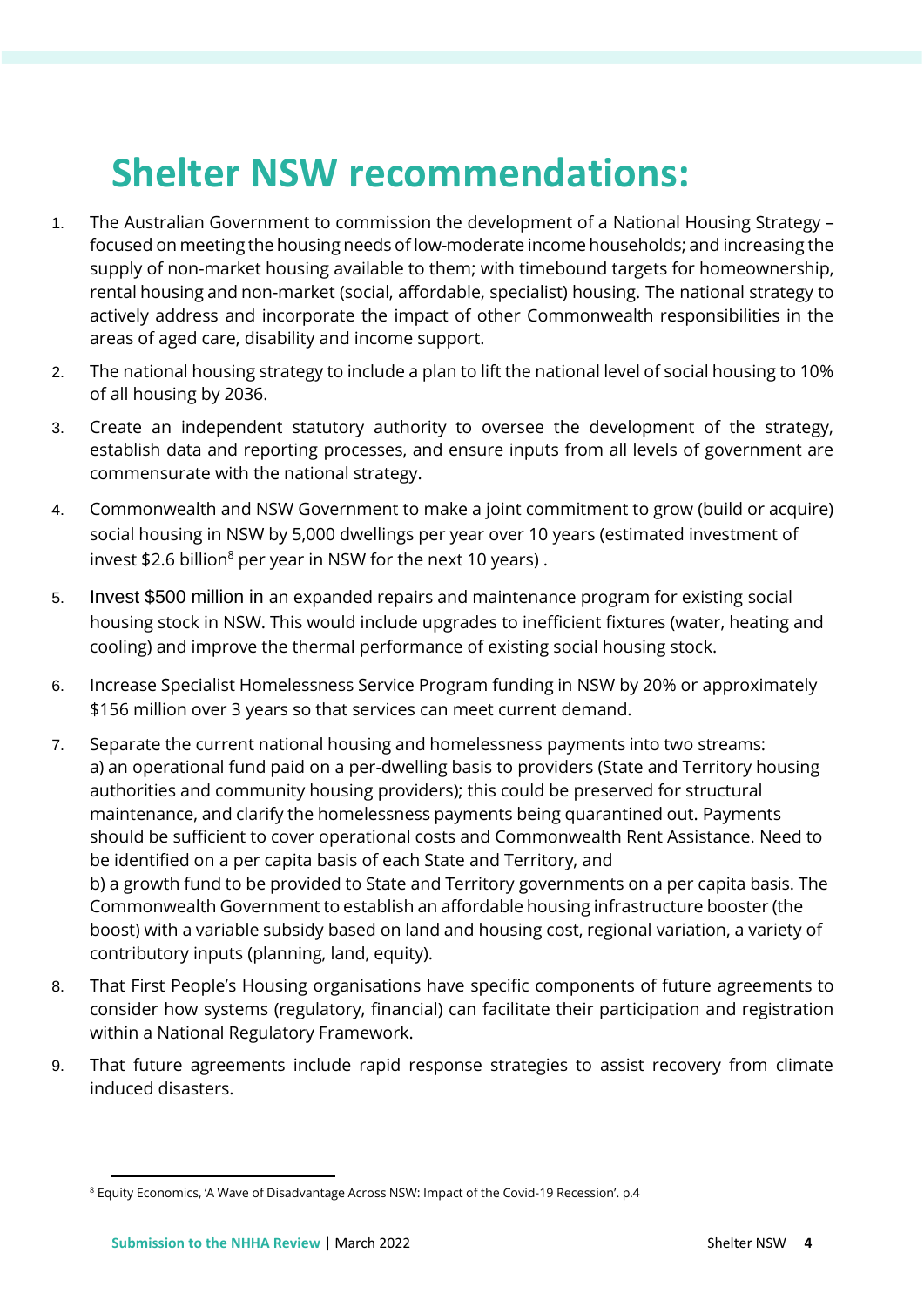# Shelter NSW recommendations:

1. The Australian Government to commission the development of a National Housing Strategy – focused on meeting the housing needs of low-moderate income households; and increasing the supply of non-market housing available to them; with timebound targets for homeownership, rental housing and non-market (social, affordable, specialist) housing. The national strategy to actively address and incorporate the impact of other Commonwealth responsibilities in the areas of aged care, disability and income support.
2. The national housing strategy to include a plan to lift the national level of social housing to 10% of all housing by 2036.
3. Create an independent statutory authority to oversee the development of the strategy, establish data and reporting processes, and ensure inputs from all levels of government are commensurate with the national strategy.
4. Commonwealth and NSW Government to make a joint commitment to grow (build or acquire) social housing in NSW by 5,000 dwellings per year over 10 years (estimated investment of invest $2.6 billion[8] per year in NSW for the next 10 years) .
5. Invest $500 million in an expanded repairs and maintenance program for existing social housing stock in NSW. This would include upgrades to inefficient fixtures (water, heating and cooling) and improve the thermal performance of existing social housing stock.
6. Increase Specialist Homelessness Service Program funding in NSW by 20% or approximately $156 million over 3 years so that services can meet current demand.
7. Separate the current national housing and homelessness payments into two streams:
   a) an operational fund paid on a per-dwelling basis to providers (State and Territory housing authorities and community housing providers); this could be preserved for structural maintenance, and clarify the homelessness payments being quarantined out. Payments should be sufficient to cover operational costs and Commonwealth Rent Assistance. Need to be identified on a per capita basis of each State and Territory, and
   b) a growth fund to be provided to State and Territory governments on a per capita basis. The Commonwealth Government to establish an affordable housing infrastructure booster (the boost) with a variable subsidy based on land and housing cost, regional variation, a variety of contributory inputs (planning, land, equity).
8. That First People's Housing organisations have specific components of future agreements to consider how systems (regulatory, financial) can facilitate their participation and registration within a National Regulatory Framework.
9. That future agreements include rapid response strategies to assist recovery from climate induced disasters.

[8] Equity Economics, 'A Wave of Disadvantage Across NSW: Impact of the Covid-19 Recession'. p.4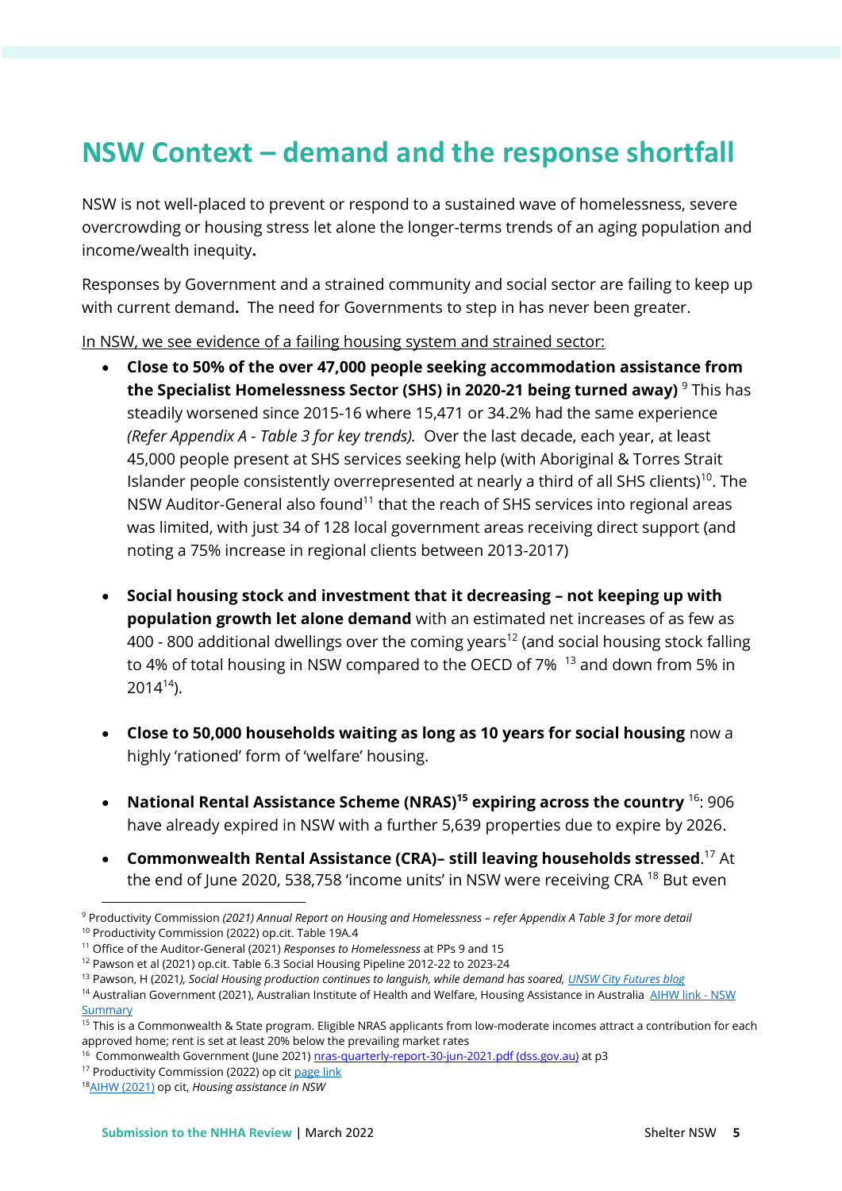# NSW Context – demand and the response shortfall

NSW is not well-placed to prevent or respond to a sustained wave of homelessness, severe overcrowding or housing stress let alone the longer-terms trends of an aging population and income/wealth inequity**.**

Responses by Government and a strained community and social sector are failing to keep up with current demand**.** The need for Governments to step in has never been greater.

<u>In NSW, we see evidence of a failing housing system and strained sector:</u>

- **Close to 50% of the over 47,000 people seeking accommodation assistance from the Specialist Homelessness Sector (SHS) in 2020-21 being turned away)** [9] This has steadily worsened since 2015-16 where 15,471 or 34.2% had the same experience *(Refer Appendix A - Table 3 for key trends).* Over the last decade, each year, at least 45,000 people present at SHS services seeking help (with Aboriginal & Torres Strait Islander people consistently overrepresented at nearly a third of all SHS clients)[10]. The NSW Auditor-General also found[11] that the reach of SHS services into regional areas was limited, with just 34 of 128 local government areas receiving direct support (and noting a 75% increase in regional clients between 2013-2017)

- **Social housing stock and investment that it decreasing – not keeping up with population growth let alone demand** with an estimated net increases of as few as 400 - 800 additional dwellings over the coming years[12] (and social housing stock falling to 4% of total housing in NSW compared to the OECD of 7% [13] and down from 5% in 2014[14]).

- **Close to 50,000 households waiting as long as 10 years for social housing** now a highly 'rationed' form of 'welfare' housing.

- **National Rental Assistance Scheme (NRAS)[15] expiring across the country** [16]: 906 have already expired in NSW with a further 5,639 properties due to expire by 2026.

- **Commonwealth Rental Assistance (CRA)– still leaving households stressed**.[17] At the end of June 2020, 538,758 'income units' in NSW were receiving CRA [18] But even

---

[9] Productivity Commission *(2021) Annual Report on Housing and Homelessness – refer Appendix A Table 3 for more detail*
[10] Productivity Commission (2022) op.cit. Table 19A.4
[11] Office of the Auditor-General (2021) *Responses to Homelessness* at PPs 9 and 15
[12] Pawson et al (2021) op.cit. Table 6.3 Social Housing Pipeline 2012-22 to 2023-24
[13] Pawson, H (2021*), Social Housing production continues to languish, while demand has soared, UNSW City Futures blog*
[14] Australian Government (2021), Australian Institute of Health and Welfare, Housing Assistance in Australia AIHW link - NSW Summary
[15] This is a Commonwealth & State program. Eligible NRAS applicants from low-moderate incomes attract a contribution for each approved home; rent is set at least 20% below the prevailing market rates
[16] Commonwealth Government (June 2021) nras-quarterly-report-30-jun-2021.pdf (dss.gov.au) at p3
[17] Productivity Commission (2022) op cit page link
[18] AIHW (2021) op cit, *Housing assistance in NSW*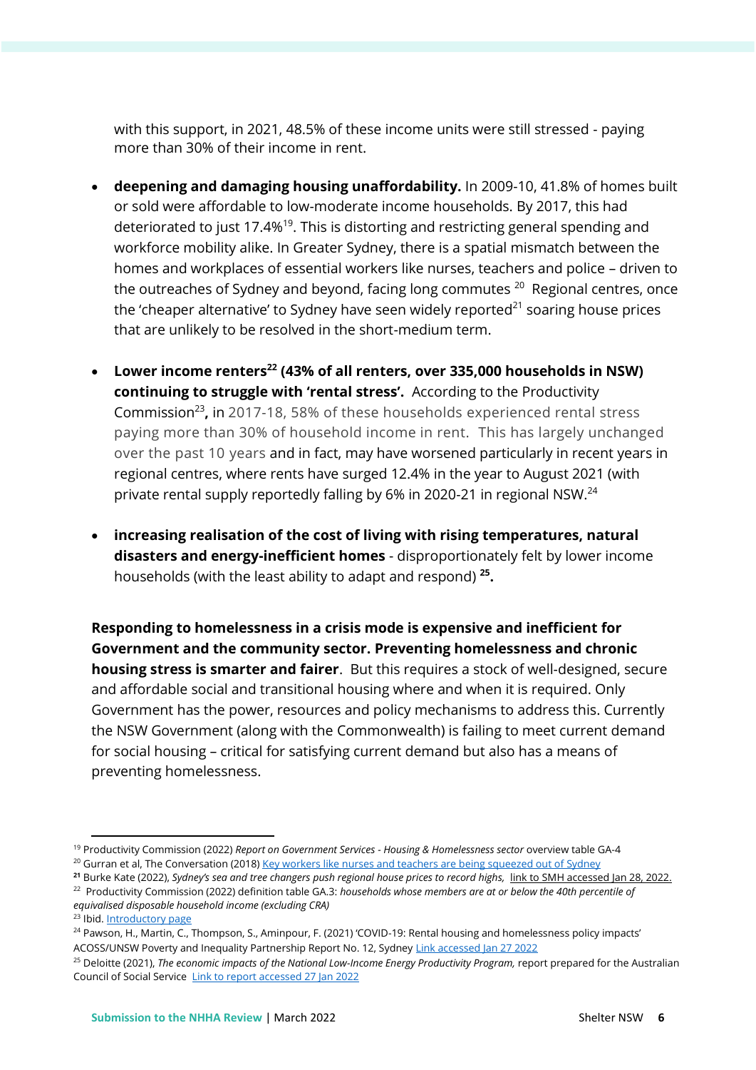with this support, in 2021, 48.5% of these income units were still stressed - paying more than 30% of their income in rent.

- **deepening and damaging housing unaffordability.** In 2009-10, 41.8% of homes built or sold were affordable to low-moderate income households. By 2017, this had deteriorated to just 17.4%[19]. This is distorting and restricting general spending and workforce mobility alike. In Greater Sydney, there is a spatial mismatch between the homes and workplaces of essential workers like nurses, teachers and police – driven to the outreaches of Sydney and beyond, facing long commutes [20] Regional centres, once the 'cheaper alternative' to Sydney have seen widely reported[21] soaring house prices that are unlikely to be resolved in the short-medium term.

- **Lower income renters[22] (43% of all renters, over 335,000 households in NSW) continuing to struggle with 'rental stress'.** According to the Productivity Commission[23]**,** in 2017-18, 58% of these households experienced rental stress paying more than 30% of household income in rent. This has largely unchanged over the past 10 years and in fact, may have worsened particularly in recent years in regional centres, where rents have surged 12.4% in the year to August 2021 (with private rental supply reportedly falling by 6% in 2020-21 in regional NSW.[24]

- **increasing realisation of the cost of living with rising temperatures, natural disasters and energy-inefficient homes** - disproportionately felt by lower income households (with the least ability to adapt and respond) **[25].**

**Responding to homelessness in a crisis mode is expensive and inefficient for Government and the community sector. Preventing homelessness and chronic housing stress is smarter and fairer**. But this requires a stock of well-designed, secure and affordable social and transitional housing where and when it is required. Only Government has the power, resources and policy mechanisms to address this. Currently the NSW Government (along with the Commonwealth) is failing to meet current demand for social housing – critical for satisfying current demand but also has a means of preventing homelessness.

---

[19] Productivity Commission (2022) *Report on Government Services - Housing & Homelessness sector* overview table GA-4

[20] Gurran et al, The Conversation (2018) Key workers like nurses and teachers are being squeezed out of Sydney

[21] Burke Kate (2022), *Sydney's sea and tree changers push regional house prices to record highs,* link to SMH accessed Jan 28, 2022.

[22] Productivity Commission (2022) definition table GA.3: *households whose members are at or below the 40th percentile of equivalised disposable household income (excluding CRA)*

[23] Ibid. Introductory page

[24] Pawson, H., Martin, C., Thompson, S., Aminpour, F. (2021) 'COVID-19: Rental housing and homelessness policy impacts' ACOSS/UNSW Poverty and Inequality Partnership Report No. 12, Sydney Link accessed Jan 27 2022

[25] Deloitte (2021), *The economic impacts of the National Low-Income Energy Productivity Program,* report prepared for the Australian Council of Social Service Link to report accessed 27 Jan 2022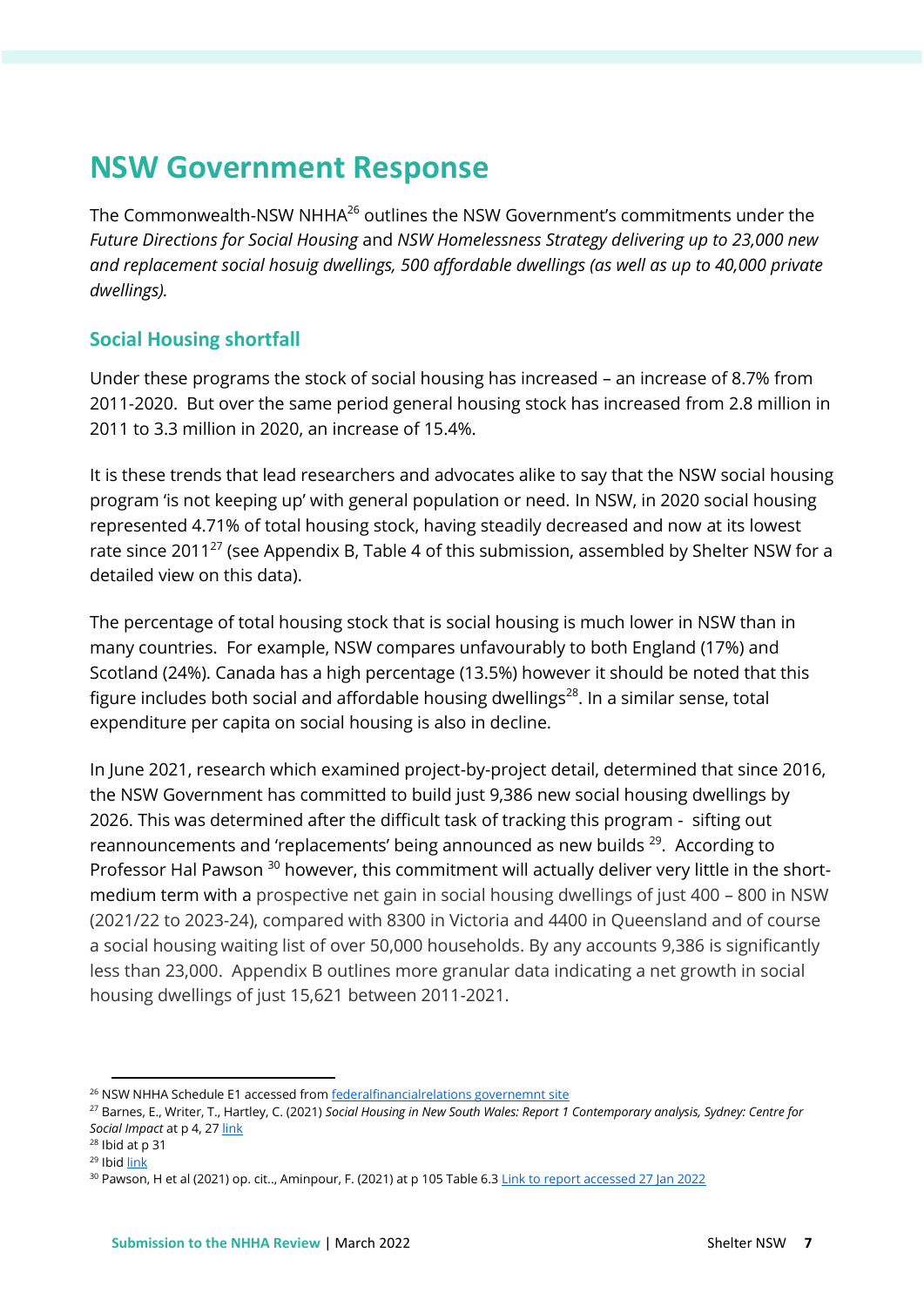# NSW Government Response

The Commonwealth-NSW NHHA[26] outlines the NSW Government's commitments under the *Future Directions for Social Housing* and *NSW Homelessness Strategy delivering up to 23,000 new and replacement social hosuig dwellings, 500 affordable dwellings (as well as up to 40,000 private dwellings).*

## Social Housing shortfall

Under these programs the stock of social housing has increased – an increase of 8.7% from 2011-2020. But over the same period general housing stock has increased from 2.8 million in 2011 to 3.3 million in 2020, an increase of 15.4%.

It is these trends that lead researchers and advocates alike to say that the NSW social housing program 'is not keeping up' with general population or need. In NSW, in 2020 social housing represented 4.71% of total housing stock, having steadily decreased and now at its lowest rate since 2011[27] (see Appendix B, Table 4 of this submission, assembled by Shelter NSW for a detailed view on this data).

The percentage of total housing stock that is social housing is much lower in NSW than in many countries. For example, NSW compares unfavourably to both England (17%) and Scotland (24%). Canada has a high percentage (13.5%) however it should be noted that this figure includes both social and affordable housing dwellings[28]. In a similar sense, total expenditure per capita on social housing is also in decline.

In June 2021, research which examined project-by-project detail, determined that since 2016, the NSW Government has committed to build just 9,386 new social housing dwellings by 2026. This was determined after the difficult task of tracking this program - sifting out reannouncements and 'replacements' being announced as new builds [29]. According to Professor Hal Pawson [30] however, this commitment will actually deliver very little in the short-medium term with a prospective net gain in social housing dwellings of just 400 – 800 in NSW (2021/22 to 2023-24), compared with 8300 in Victoria and 4400 in Queensland and of course a social housing waiting list of over 50,000 households. By any accounts 9,386 is significantly less than 23,000. Appendix B outlines more granular data indicating a net growth in social housing dwellings of just 15,621 between 2011-2021.

---

[26] NSW NHHA Schedule E1 accessed from [federalfinancialrelations governemnt site]

[27] Barnes, E., Writer, T., Hartley, C. (2021) *Social Housing in New South Wales: Report 1 Contemporary analysis, Sydney: Centre for Social Impact* at p 4, 27 [link]

[28] Ibid at p 31

[29] Ibid [link]

[30] Pawson, H et al (2021) op. cit.., Aminpour, F. (2021) at p 105 Table 6.3 [Link to report accessed 27 Jan 2022]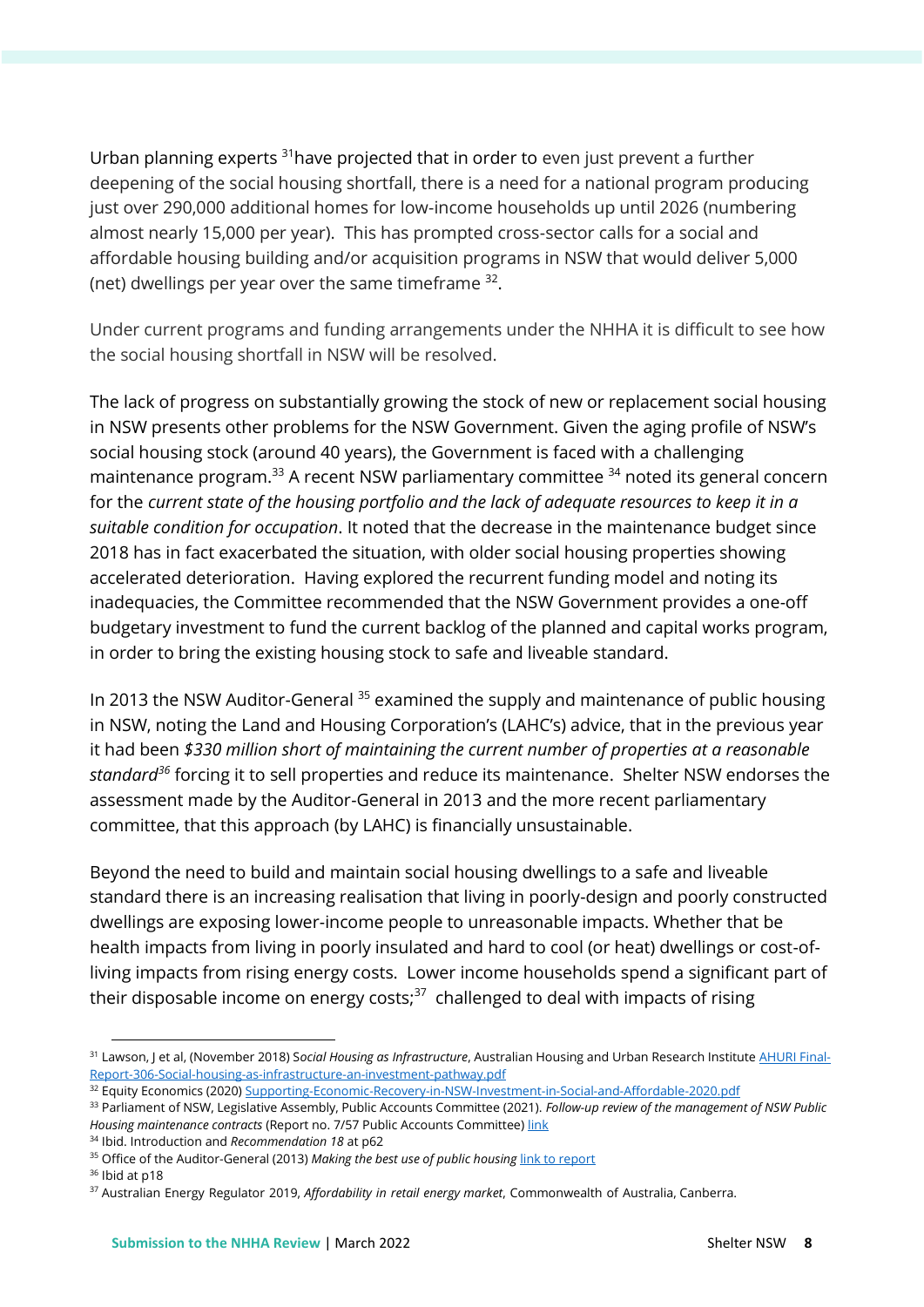Urban planning experts [31] have projected that in order to even just prevent a further deepening of the social housing shortfall, there is a need for a national program producing just over 290,000 additional homes for low-income households up until 2026 (numbering almost nearly 15,000 per year). This has prompted cross-sector calls for a social and affordable housing building and/or acquisition programs in NSW that would deliver 5,000 (net) dwellings per year over the same timeframe [32].

Under current programs and funding arrangements under the NHHA it is difficult to see how the social housing shortfall in NSW will be resolved.

The lack of progress on substantially growing the stock of new or replacement social housing in NSW presents other problems for the NSW Government. Given the aging profile of NSW's social housing stock (around 40 years), the Government is faced with a challenging maintenance program.[33] A recent NSW parliamentary committee [34] noted its general concern for the *current state of the housing portfolio and the lack of adequate resources to keep it in a suitable condition for occupation*. It noted that the decrease in the maintenance budget since 2018 has in fact exacerbated the situation, with older social housing properties showing accelerated deterioration. Having explored the recurrent funding model and noting its inadequacies, the Committee recommended that the NSW Government provides a one-off budgetary investment to fund the current backlog of the planned and capital works program, in order to bring the existing housing stock to safe and liveable standard.

In 2013 the NSW Auditor-General [35] examined the supply and maintenance of public housing in NSW, noting the Land and Housing Corporation's (LAHC's) advice, that in the previous year it had been *$330 million short of maintaining the current number of properties at a reasonable standard*[36] forcing it to sell properties and reduce its maintenance. Shelter NSW endorses the assessment made by the Auditor-General in 2013 and the more recent parliamentary committee, that this approach (by LAHC) is financially unsustainable.

Beyond the need to build and maintain social housing dwellings to a safe and liveable standard there is an increasing realisation that living in poorly-design and poorly constructed dwellings are exposing lower-income people to unreasonable impacts. Whether that be health impacts from living in poorly insulated and hard to cool (or heat) dwellings or cost-of-living impacts from rising energy costs. Lower income households spend a significant part of their disposable income on energy costs;[37] challenged to deal with impacts of rising

---

[31] Lawson, J et al, (November 2018) *Social Housing as Infrastructure*, Australian Housing and Urban Research Institute [AHURI Final-Report-306-Social-housing-as-infrastructure-an-investment-pathway.pdf](AHURI Final-Report-306-Social-housing-as-infrastructure-an-investment-pathway.pdf)

[32] Equity Economics (2020) [Supporting-Economic-Recovery-in-NSW-Investment-in-Social-and-Affordable-2020.pdf](Supporting-Economic-Recovery-in-NSW-Investment-in-Social-and-Affordable-2020.pdf)

[33] Parliament of NSW, Legislative Assembly, Public Accounts Committee (2021). *Follow-up review of the management of NSW Public Housing maintenance contracts* (Report no. 7/57 Public Accounts Committee) link

[34] Ibid. Introduction and *Recommendation 18* at p62

[35] Office of the Auditor-General (2013) *Making the best use of public housing* link to report

[36] Ibid at p18

[37] Australian Energy Regulator 2019, *Affordability in retail energy market*, Commonwealth of Australia, Canberra.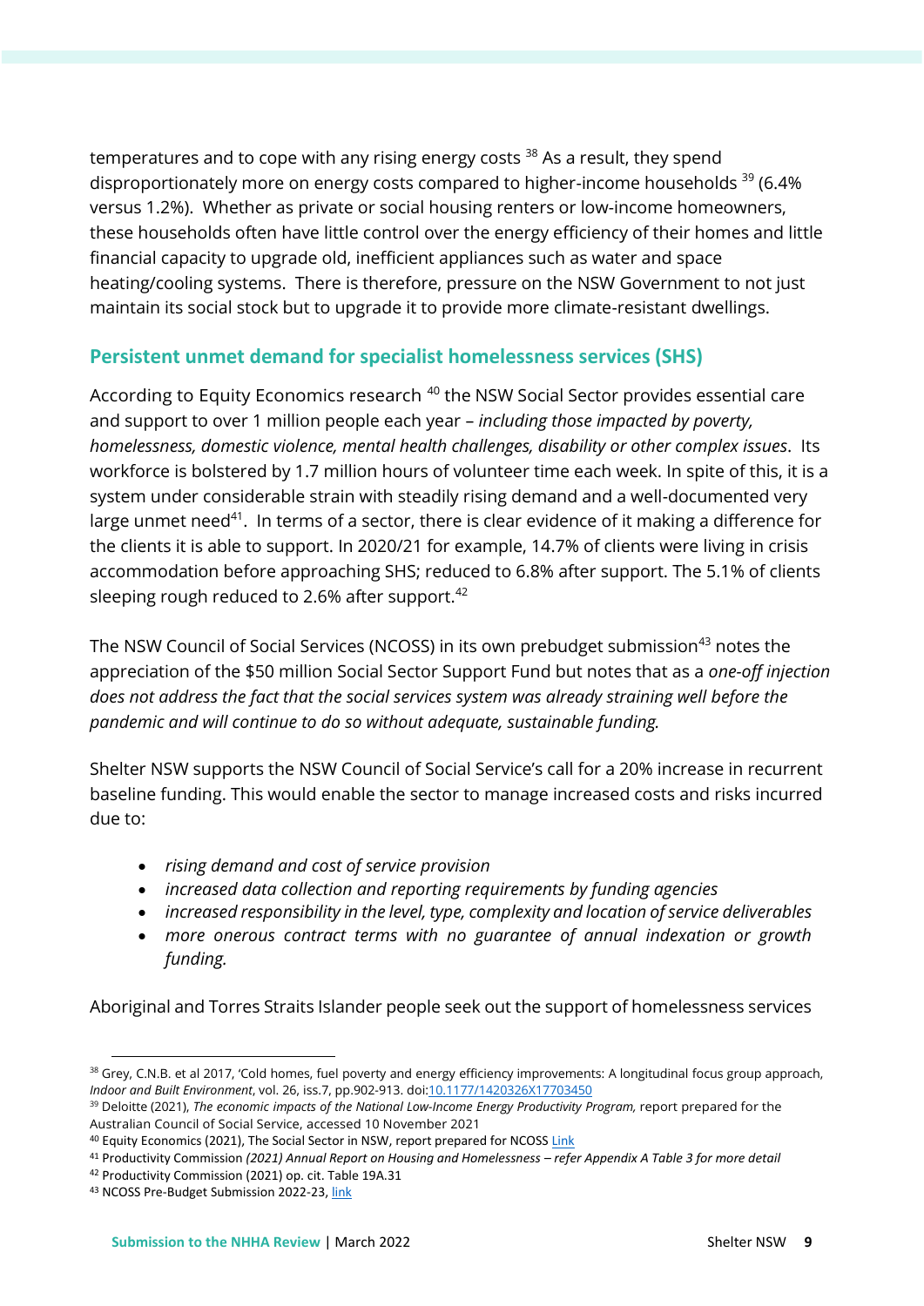temperatures and to cope with any rising energy costs [38] As a result, they spend disproportionately more on energy costs compared to higher-income households [39] (6.4% versus 1.2%). Whether as private or social housing renters or low-income homeowners, these households often have little control over the energy efficiency of their homes and little financial capacity to upgrade old, inefficient appliances such as water and space heating/cooling systems. There is therefore, pressure on the NSW Government to not just maintain its social stock but to upgrade it to provide more climate-resistant dwellings.

## Persistent unmet demand for specialist homelessness services (SHS)

According to Equity Economics research [40] the NSW Social Sector provides essential care and support to over 1 million people each year – *including those impacted by poverty, homelessness, domestic violence, mental health challenges, disability or other complex issues*. Its workforce is bolstered by 1.7 million hours of volunteer time each week. In spite of this, it is a system under considerable strain with steadily rising demand and a well-documented very large unmet need[41]. In terms of a sector, there is clear evidence of it making a difference for the clients it is able to support. In 2020/21 for example, 14.7% of clients were living in crisis accommodation before approaching SHS; reduced to 6.8% after support. The 5.1% of clients sleeping rough reduced to 2.6% after support.[42]

The NSW Council of Social Services (NCOSS) in its own prebudget submission[43] notes the appreciation of the $50 million Social Sector Support Fund but notes that as a *one-off injection does not address the fact that the social services system was already straining well before the pandemic and will continue to do so without adequate, sustainable funding.*

Shelter NSW supports the NSW Council of Social Service's call for a 20% increase in recurrent baseline funding. This would enable the sector to manage increased costs and risks incurred due to:

- *rising demand and cost of service provision*
- *increased data collection and reporting requirements by funding agencies*
- *increased responsibility in the level, type, complexity and location of service deliverables*
- *more onerous contract terms with no guarantee of annual indexation or growth funding.*

Aboriginal and Torres Straits Islander people seek out the support of homelessness services

---

[38] Grey, C.N.B. et al 2017, 'Cold homes, fuel poverty and energy efficiency improvements: A longitudinal focus group approach, *Indoor and Built Environment*, vol. 26, iss.7, pp.902-913. doi:10.1177/1420326X17703450

[39] Deloitte (2021), *The economic impacts of the National Low-Income Energy Productivity Program,* report prepared for the Australian Council of Social Service, accessed 10 November 2021

[40] Equity Economics (2021), The Social Sector in NSW, report prepared for NCOSS Link

[41] Productivity Commission *(2021) Annual Report on Housing and Homelessness – refer Appendix A Table 3 for more detail*

[42] Productivity Commission (2021) op. cit. Table 19A.31

[43] NCOSS Pre-Budget Submission 2022-23, link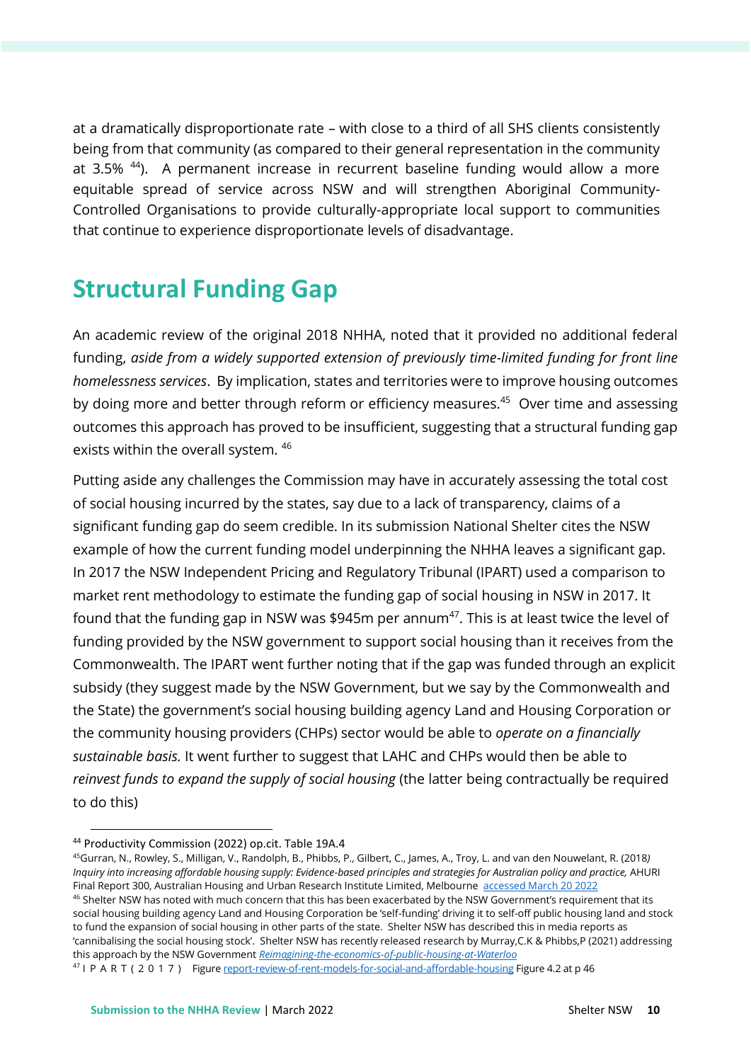at a dramatically disproportionate rate – with close to a third of all SHS clients consistently being from that community (as compared to their general representation in the community at 3.5% [44]). A permanent increase in recurrent baseline funding would allow a more equitable spread of service across NSW and will strengthen Aboriginal Community-Controlled Organisations to provide culturally-appropriate local support to communities that continue to experience disproportionate levels of disadvantage.

## Structural Funding Gap

An academic review of the original 2018 NHHA, noted that it provided no additional federal funding, *aside from a widely supported extension of previously time-limited funding for front line homelessness services*. By implication, states and territories were to improve housing outcomes by doing more and better through reform or efficiency measures.[45] Over time and assessing outcomes this approach has proved to be insufficient, suggesting that a structural funding gap exists within the overall system. [46]

Putting aside any challenges the Commission may have in accurately assessing the total cost of social housing incurred by the states, say due to a lack of transparency, claims of a significant funding gap do seem credible. In its submission National Shelter cites the NSW example of how the current funding model underpinning the NHHA leaves a significant gap. In 2017 the NSW Independent Pricing and Regulatory Tribunal (IPART) used a comparison to market rent methodology to estimate the funding gap of social housing in NSW in 2017. It found that the funding gap in NSW was $945m per annum[47]. This is at least twice the level of funding provided by the NSW government to support social housing than it receives from the Commonwealth. The IPART went further noting that if the gap was funded through an explicit subsidy (they suggest made by the NSW Government, but we say by the Commonwealth and the State) the government's social housing building agency Land and Housing Corporation or the community housing providers (CHPs) sector would be able to *operate on a financially sustainable basis.* It went further to suggest that LAHC and CHPs would then be able to *reinvest funds to expand the supply of social housing* (the latter being contractually be required to do this)

---

[44] Productivity Commission (2022) op.cit. Table 19A.4

[45] Gurran, N., Rowley, S., Milligan, V., Randolph, B., Phibbs, P., Gilbert, C., James, A., Troy, L. and van den Nouwelant, R. (2018) *Inquiry into increasing affordable housing supply: Evidence-based principles and strategies for Australian policy and practice,* AHURI Final Report 300, Australian Housing and Urban Research Institute Limited, Melbourne accessed March 20 2022

[46] Shelter NSW has noted with much concern that this has been exacerbated by the NSW Government's requirement that its social housing building agency Land and Housing Corporation be 'self-funding' driving it to self-off public housing land and stock to fund the expansion of social housing in other parts of the state. Shelter NSW has described this in media reports as 'cannibalising the social housing stock'. Shelter NSW has recently released research by Murray,C.K & Phibbs,P (2021) addressing this approach by the NSW Government *Reimagining-the-economics-of-public-housing-at-Waterloo*

[47] I P A R T ( 2 0 1 7 ) Figure report-review-of-rent-models-for-social-and-affordable-housing Figure 4.2 at p 46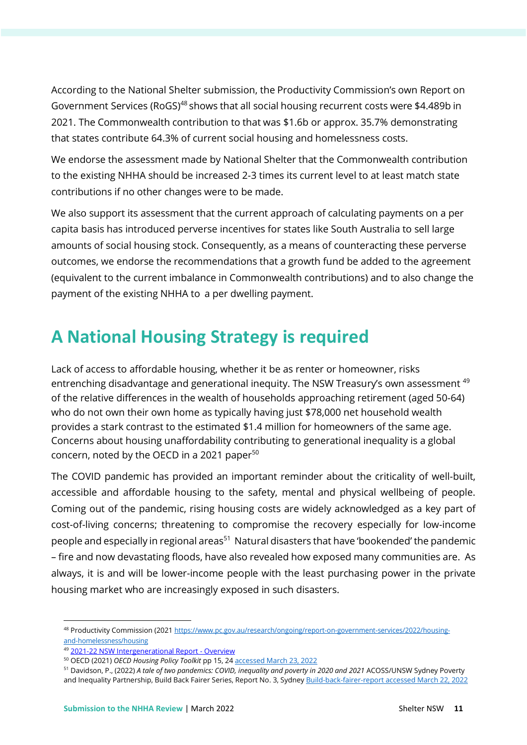According to the National Shelter submission, the Productivity Commission's own Report on Government Services (RoGS)[48] shows that all social housing recurrent costs were $4.489b in 2021. The Commonwealth contribution to that was $1.6b or approx. 35.7% demonstrating that states contribute 64.3% of current social housing and homelessness costs.

We endorse the assessment made by National Shelter that the Commonwealth contribution to the existing NHHA should be increased 2-3 times its current level to at least match state contributions if no other changes were to be made.

We also support its assessment that the current approach of calculating payments on a per capita basis has introduced perverse incentives for states like South Australia to sell large amounts of social housing stock. Consequently, as a means of counteracting these perverse outcomes, we endorse the recommendations that a growth fund be added to the agreement (equivalent to the current imbalance in Commonwealth contributions) and to also change the payment of the existing NHHA to a per dwelling payment.

## A National Housing Strategy is required

Lack of access to affordable housing, whether it be as renter or homeowner, risks entrenching disadvantage and generational inequity. The NSW Treasury's own assessment [49] of the relative differences in the wealth of households approaching retirement (aged 50-64) who do not own their own home as typically having just $78,000 net household wealth provides a stark contrast to the estimated $1.4 million for homeowners of the same age. Concerns about housing unaffordability contributing to generational inequality is a global concern, noted by the OECD in a 2021 paper[50]

The COVID pandemic has provided an important reminder about the criticality of well-built, accessible and affordable housing to the safety, mental and physical wellbeing of people. Coming out of the pandemic, rising housing costs are widely acknowledged as a key part of cost-of-living concerns; threatening to compromise the recovery especially for low-income people and especially in regional areas[51] Natural disasters that have 'bookended' the pandemic – fire and now devastating floods, have also revealed how exposed many communities are. As always, it is and will be lower-income people with the least purchasing power in the private housing market who are increasingly exposed in such disasters.

---

[48] Productivity Commission (2021 https://www.pc.gov.au/research/ongoing/report-on-government-services/2022/housing-and-homelessness/housing

[49] 2021-22 NSW Intergenerational Report - Overview

[50] OECD (2021) *OECD Housing Policy Toolkit* pp 15, 24 accessed March 23, 2022

[51] Davidson, P., (2022) *A tale of two pandemics: COVID, inequality and poverty in 2020 and 2021* ACOSS/UNSW Sydney Poverty and Inequality Partnership, Build Back Fairer Series, Report No. 3, Sydney Build-back-fairer-report accessed March 22, 2022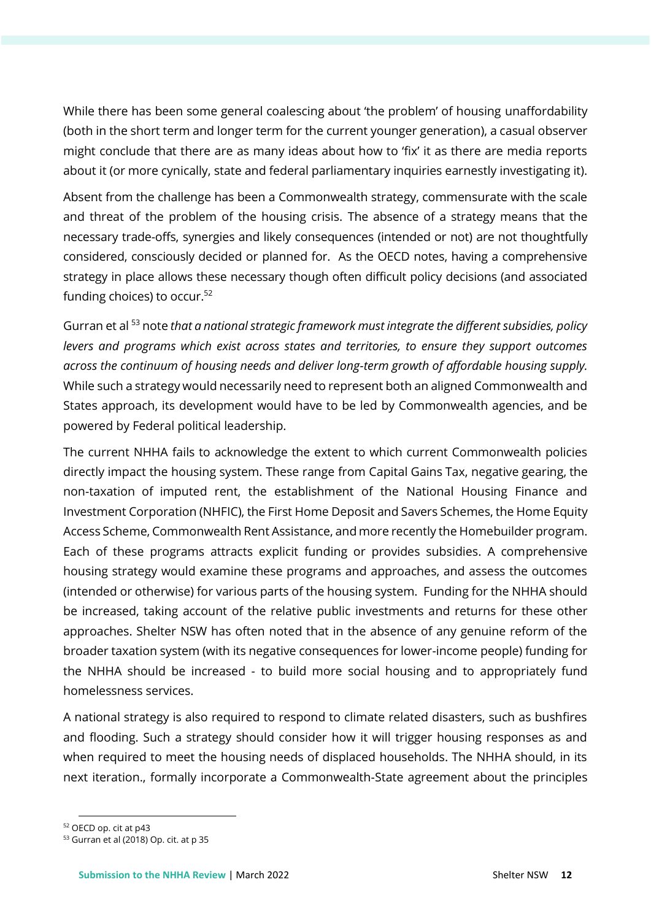While there has been some general coalescing about 'the problem' of housing unaffordability (both in the short term and longer term for the current younger generation), a casual observer might conclude that there are as many ideas about how to 'fix' it as there are media reports about it (or more cynically, state and federal parliamentary inquiries earnestly investigating it).

Absent from the challenge has been a Commonwealth strategy, commensurate with the scale and threat of the problem of the housing crisis. The absence of a strategy means that the necessary trade-offs, synergies and likely consequences (intended or not) are not thoughtfully considered, consciously decided or planned for. As the OECD notes, having a comprehensive strategy in place allows these necessary though often difficult policy decisions (and associated funding choices) to occur.[52]

Gurran et al [53] note *that a national strategic framework must integrate the different subsidies, policy levers and programs which exist across states and territories, to ensure they support outcomes across the continuum of housing needs and deliver long-term growth of affordable housing supply.* While such a strategy would necessarily need to represent both an aligned Commonwealth and States approach, its development would have to be led by Commonwealth agencies, and be powered by Federal political leadership.

The current NHHA fails to acknowledge the extent to which current Commonwealth policies directly impact the housing system. These range from Capital Gains Tax, negative gearing, the non-taxation of imputed rent, the establishment of the National Housing Finance and Investment Corporation (NHFIC), the First Home Deposit and Savers Schemes, the Home Equity Access Scheme, Commonwealth Rent Assistance, and more recently the Homebuilder program. Each of these programs attracts explicit funding or provides subsidies. A comprehensive housing strategy would examine these programs and approaches, and assess the outcomes (intended or otherwise) for various parts of the housing system. Funding for the NHHA should be increased, taking account of the relative public investments and returns for these other approaches. Shelter NSW has often noted that in the absence of any genuine reform of the broader taxation system (with its negative consequences for lower-income people) funding for the NHHA should be increased - to build more social housing and to appropriately fund homelessness services.

A national strategy is also required to respond to climate related disasters, such as bushfires and flooding. Such a strategy should consider how it will trigger housing responses as and when required to meet the housing needs of displaced households. The NHHA should, in its next iteration., formally incorporate a Commonwealth-State agreement about the principles

[52] OECD op. cit at p43

[53] Gurran et al (2018) Op. cit. at p 35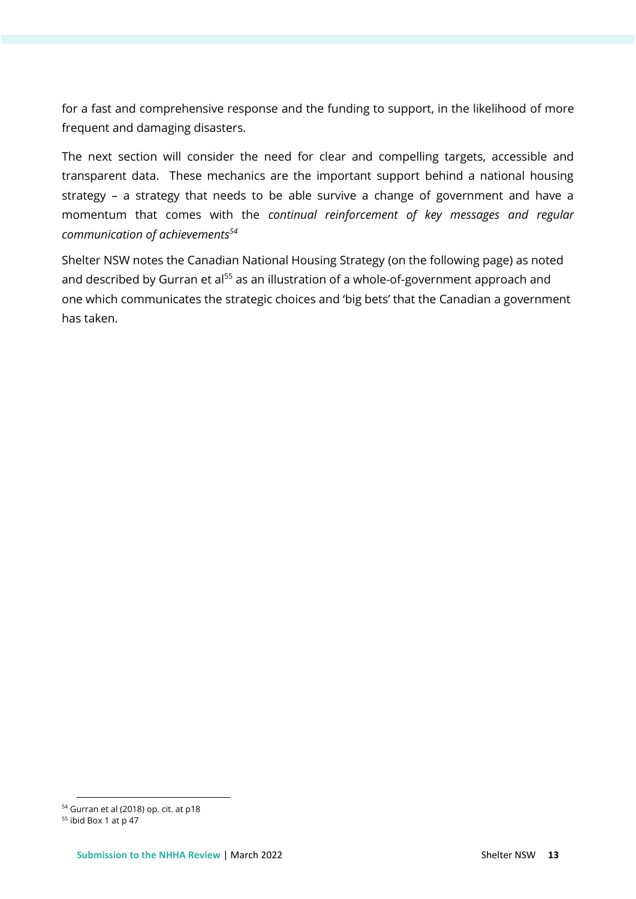for a fast and comprehensive response and the funding to support, in the likelihood of more frequent and damaging disasters.

The next section will consider the need for clear and compelling targets, accessible and transparent data. These mechanics are the important support behind a national housing strategy – a strategy that needs to be able survive a change of government and have a momentum that comes with the *continual reinforcement of key messages and regular communication of achievements*[54]

Shelter NSW notes the Canadian National Housing Strategy (on the following page) as noted and described by Gurran et al[55] as an illustration of a whole-of-government approach and one which communicates the strategic choices and 'big bets' that the Canadian a government has taken.

[54] Gurran et al (2018) op. cit. at p18

[55] ibid Box 1 at p 47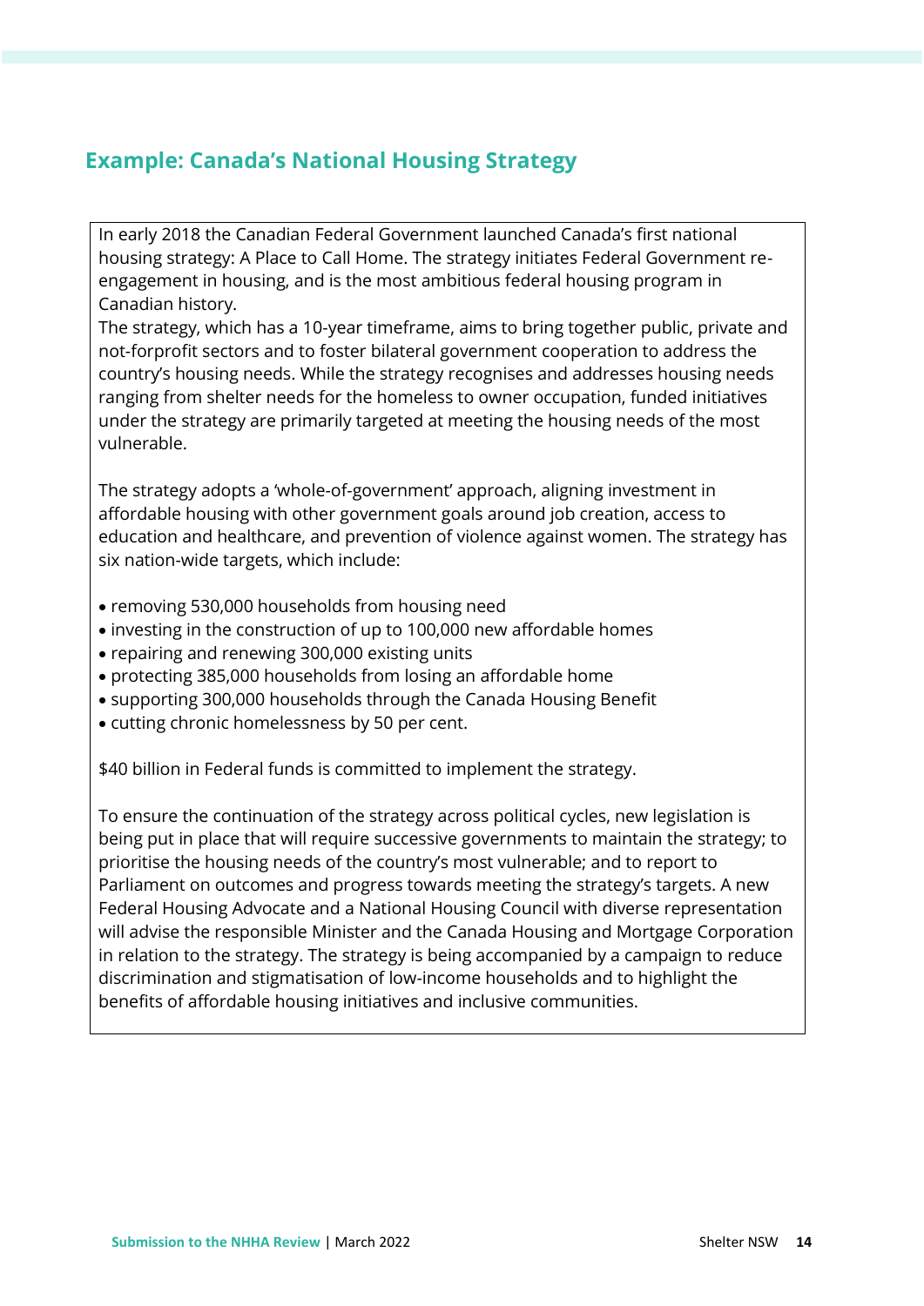## Example: Canada's National Housing Strategy

In early 2018 the Canadian Federal Government launched Canada's first national housing strategy: A Place to Call Home. The strategy initiates Federal Government re-engagement in housing, and is the most ambitious federal housing program in Canadian history.
The strategy, which has a 10-year timeframe, aims to bring together public, private and not-forprofit sectors and to foster bilateral government cooperation to address the country's housing needs. While the strategy recognises and addresses housing needs ranging from shelter needs for the homeless to owner occupation, funded initiatives under the strategy are primarily targeted at meeting the housing needs of the most vulnerable.

The strategy adopts a 'whole-of-government' approach, aligning investment in affordable housing with other government goals around job creation, access to education and healthcare, and prevention of violence against women. The strategy has six nation-wide targets, which include:

- removing 530,000 households from housing need
- investing in the construction of up to 100,000 new affordable homes
- repairing and renewing 300,000 existing units
- protecting 385,000 households from losing an affordable home
- supporting 300,000 households through the Canada Housing Benefit
- cutting chronic homelessness by 50 per cent.

$40 billion in Federal funds is committed to implement the strategy.

To ensure the continuation of the strategy across political cycles, new legislation is being put in place that will require successive governments to maintain the strategy; to prioritise the housing needs of the country's most vulnerable; and to report to Parliament on outcomes and progress towards meeting the strategy's targets. A new Federal Housing Advocate and a National Housing Council with diverse representation will advise the responsible Minister and the Canada Housing and Mortgage Corporation in relation to the strategy. The strategy is being accompanied by a campaign to reduce discrimination and stigmatisation of low-income households and to highlight the benefits of affordable housing initiatives and inclusive communities.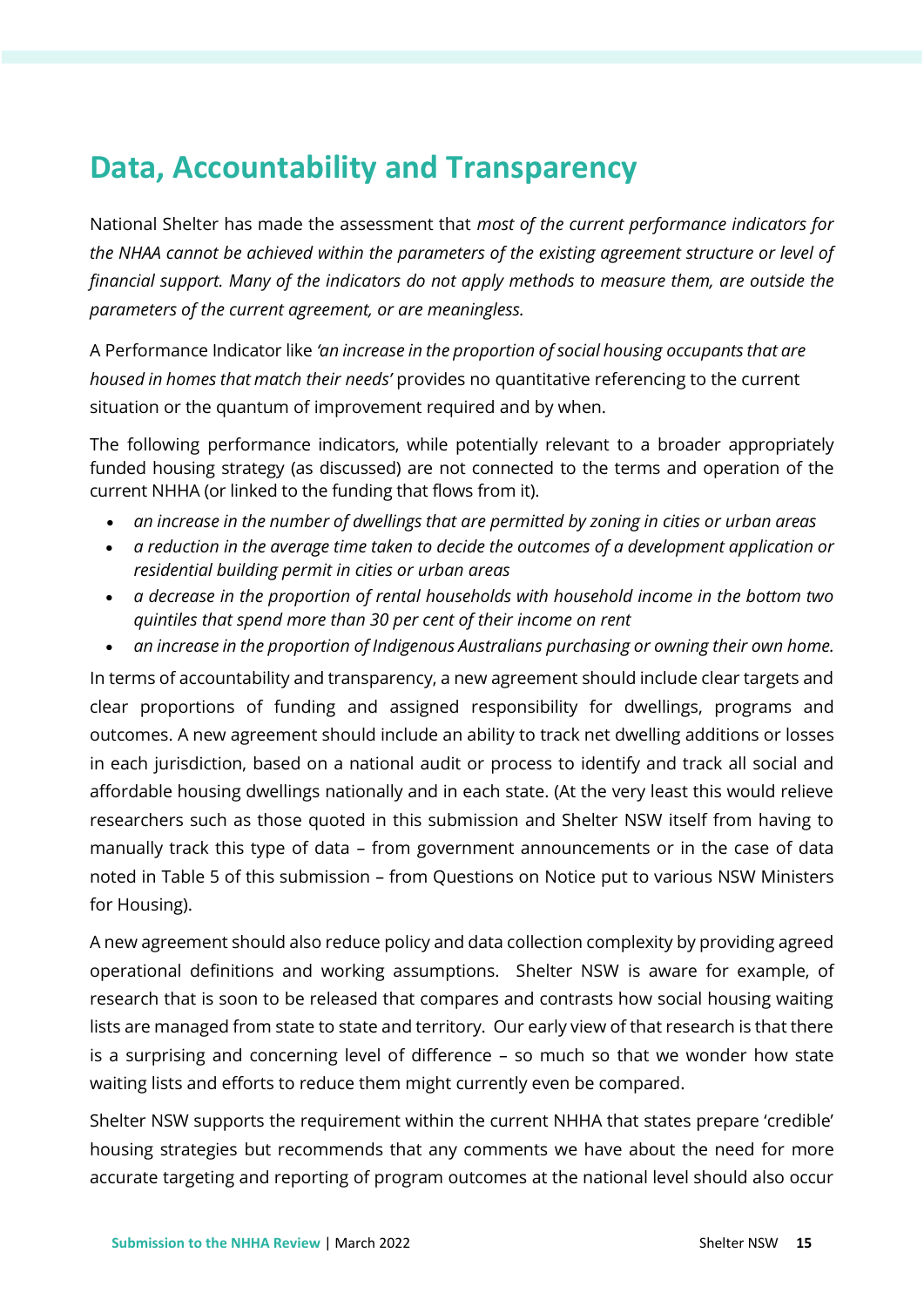# Data, Accountability and Transparency

National Shelter has made the assessment that *most of the current performance indicators for the NHAA cannot be achieved within the parameters of the existing agreement structure or level of financial support. Many of the indicators do not apply methods to measure them, are outside the parameters of the current agreement, or are meaningless.*

A Performance Indicator like *'an increase in the proportion of social housing occupants that are housed in homes that match their needs'* provides no quantitative referencing to the current situation or the quantum of improvement required and by when.

The following performance indicators, while potentially relevant to a broader appropriately funded housing strategy (as discussed) are not connected to the terms and operation of the current NHHA (or linked to the funding that flows from it).

- *an increase in the number of dwellings that are permitted by zoning in cities or urban areas*
- *a reduction in the average time taken to decide the outcomes of a development application or residential building permit in cities or urban areas*
- *a decrease in the proportion of rental households with household income in the bottom two quintiles that spend more than 30 per cent of their income on rent*
- *an increase in the proportion of Indigenous Australians purchasing or owning their own home.*

In terms of accountability and transparency, a new agreement should include clear targets and clear proportions of funding and assigned responsibility for dwellings, programs and outcomes. A new agreement should include an ability to track net dwelling additions or losses in each jurisdiction, based on a national audit or process to identify and track all social and affordable housing dwellings nationally and in each state. (At the very least this would relieve researchers such as those quoted in this submission and Shelter NSW itself from having to manually track this type of data – from government announcements or in the case of data noted in Table 5 of this submission – from Questions on Notice put to various NSW Ministers for Housing).

A new agreement should also reduce policy and data collection complexity by providing agreed operational definitions and working assumptions. Shelter NSW is aware for example, of research that is soon to be released that compares and contrasts how social housing waiting lists are managed from state to state and territory. Our early view of that research is that there is a surprising and concerning level of difference – so much so that we wonder how state waiting lists and efforts to reduce them might currently even be compared.

Shelter NSW supports the requirement within the current NHHA that states prepare 'credible' housing strategies but recommends that any comments we have about the need for more accurate targeting and reporting of program outcomes at the national level should also occur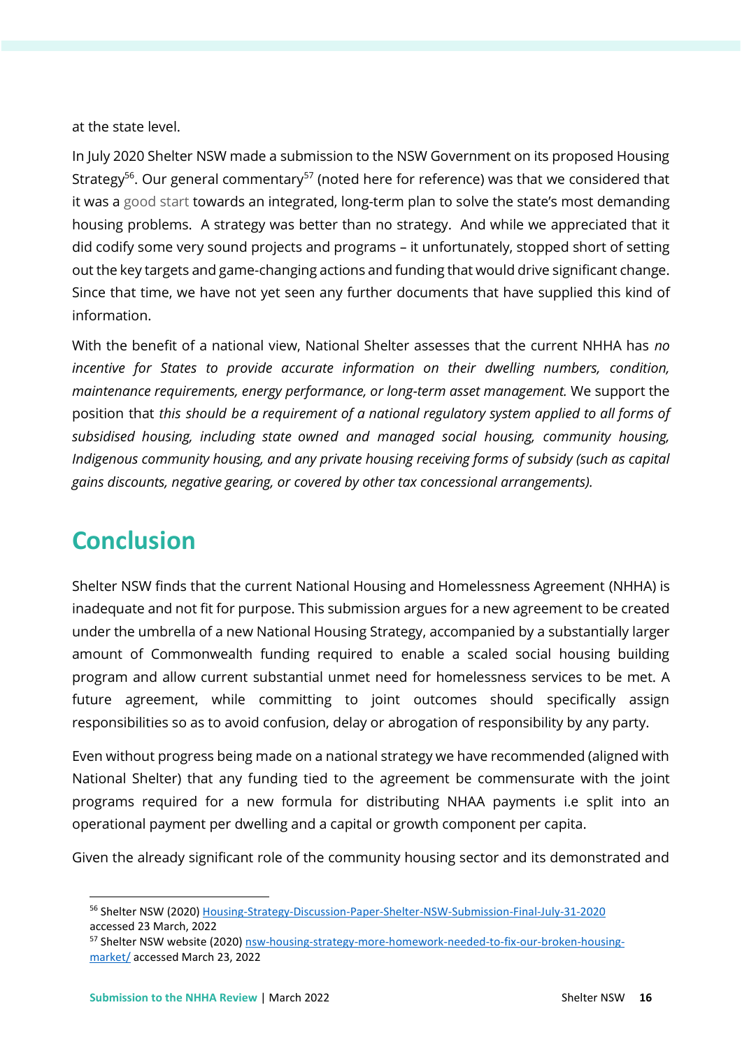at the state level.

In July 2020 Shelter NSW made a submission to the NSW Government on its proposed Housing Strategy[56]. Our general commentary[57] (noted here for reference) was that we considered that it was a good start towards an integrated, long-term plan to solve the state's most demanding housing problems. A strategy was better than no strategy. And while we appreciated that it did codify some very sound projects and programs – it unfortunately, stopped short of setting out the key targets and game-changing actions and funding that would drive significant change. Since that time, we have not yet seen any further documents that have supplied this kind of information.

With the benefit of a national view, National Shelter assesses that the current NHHA has *no incentive for States to provide accurate information on their dwelling numbers, condition, maintenance requirements, energy performance, or long-term asset management.* We support the position that *this should be a requirement of a national regulatory system applied to all forms of subsidised housing, including state owned and managed social housing, community housing, Indigenous community housing, and any private housing receiving forms of subsidy (such as capital gains discounts, negative gearing, or covered by other tax concessional arrangements).*

# Conclusion

Shelter NSW finds that the current National Housing and Homelessness Agreement (NHHA) is inadequate and not fit for purpose. This submission argues for a new agreement to be created under the umbrella of a new National Housing Strategy, accompanied by a substantially larger amount of Commonwealth funding required to enable a scaled social housing building program and allow current substantial unmet need for homelessness services to be met. A future agreement, while committing to joint outcomes should specifically assign responsibilities so as to avoid confusion, delay or abrogation of responsibility by any party.

Even without progress being made on a national strategy we have recommended (aligned with National Shelter) that any funding tied to the agreement be commensurate with the joint programs required for a new formula for distributing NHAA payments i.e split into an operational payment per dwelling and a capital or growth component per capita.

Given the already significant role of the community housing sector and its demonstrated and

---

[56] Shelter NSW (2020) [Housing-Strategy-Discussion-Paper-Shelter-NSW-Submission-Final-July-31-2020](Housing-Strategy-Discussion-Paper-Shelter-NSW-Submission-Final-July-31-2020) accessed 23 March, 2022

[57] Shelter NSW website (2020) [nsw-housing-strategy-more-homework-needed-to-fix-our-broken-housing-market/](nsw-housing-strategy-more-homework-needed-to-fix-our-broken-housing-market/) accessed March 23, 2022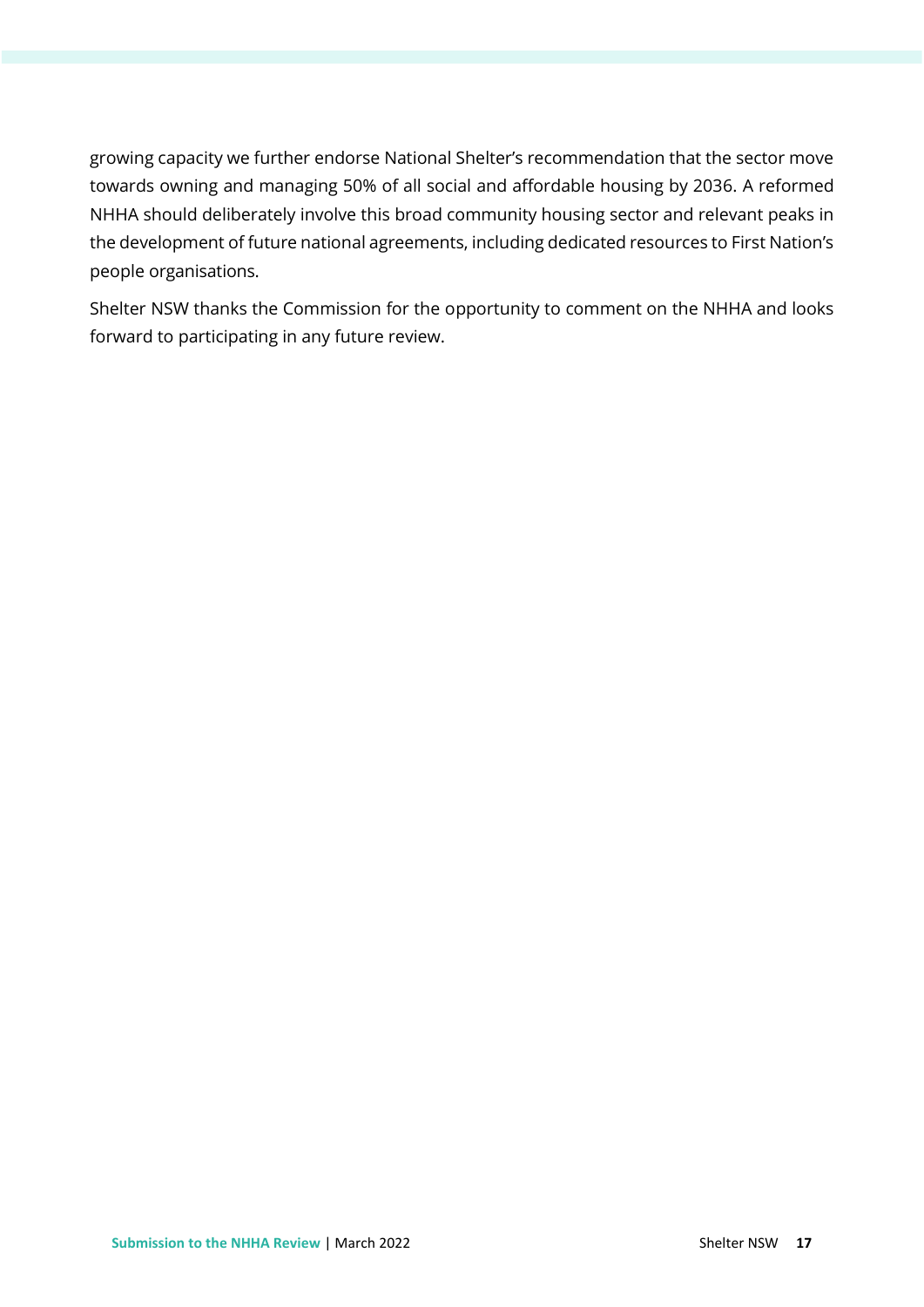growing capacity we further endorse National Shelter's recommendation that the sector move towards owning and managing 50% of all social and affordable housing by 2036. A reformed NHHA should deliberately involve this broad community housing sector and relevant peaks in the development of future national agreements, including dedicated resources to First Nation's people organisations.

Shelter NSW thanks the Commission for the opportunity to comment on the NHHA and looks forward to participating in any future review.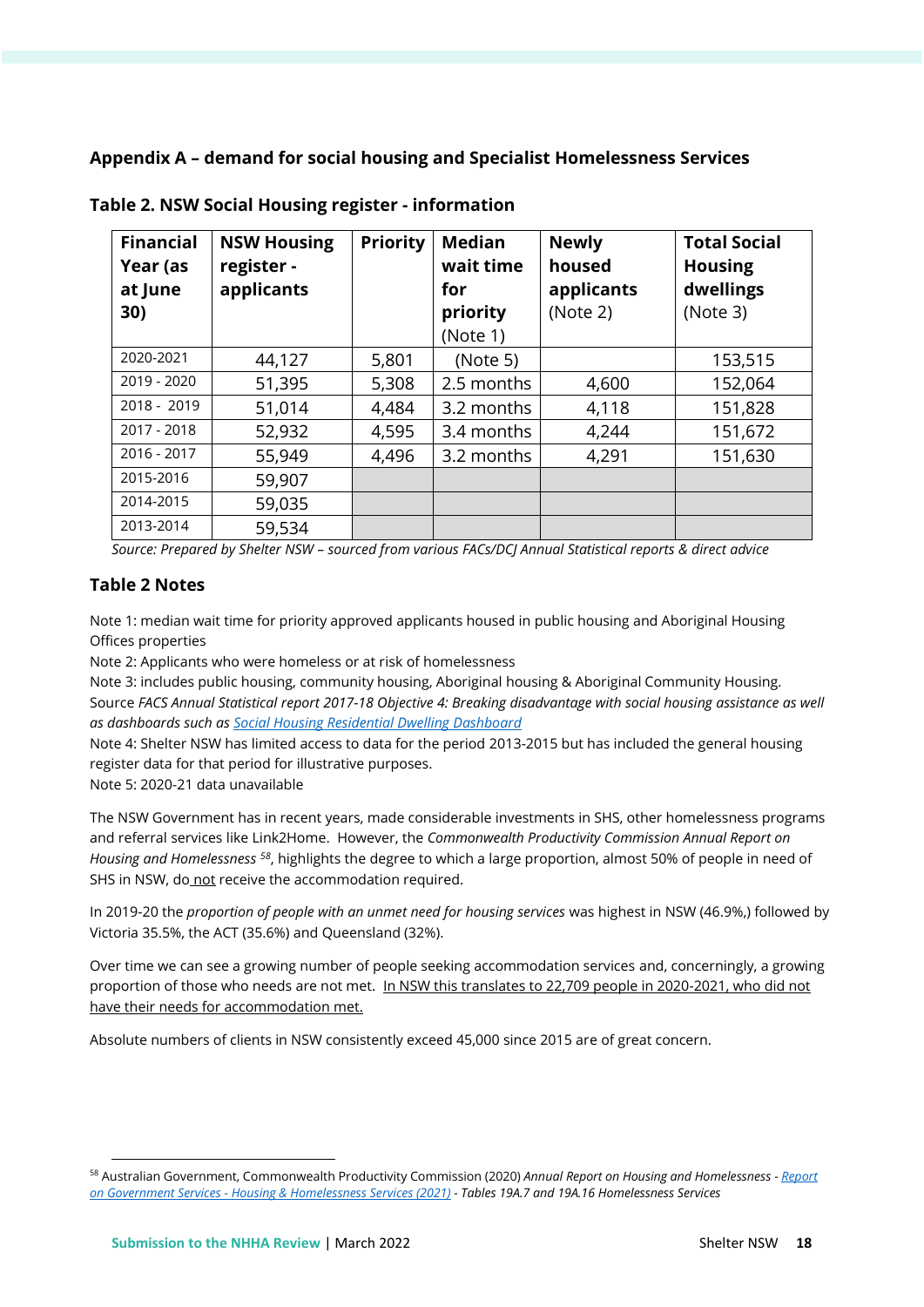## Appendix A – demand for social housing and Specialist Homelessness Services

### Table 2. NSW Social Housing register - information

| Financial Year (as at June 30) | NSW Housing register - applicants | Priority | Median wait time for priority (Note 1) | Newly housed applicants (Note 2) | Total Social Housing dwellings (Note 3) |
|---|---|---|---|---|---|
| 2020-2021 | 44,127 | 5,801 | (Note 5) | | 153,515 |
| 2019 - 2020 | 51,395 | 5,308 | 2.5 months | 4,600 | 152,064 |
| 2018 - 2019 | 51,014 | 4,484 | 3.2 months | 4,118 | 151,828 |
| 2017 - 2018 | 52,932 | 4,595 | 3.4 months | 4,244 | 151,672 |
| 2016 - 2017 | 55,949 | 4,496 | 3.2 months | 4,291 | 151,630 |
| 2015-2016 | 59,907 | | | | |
| 2014-2015 | 59,035 | | | | |
| 2013-2014 | 59,534 | | | | |

*Source: Prepared by Shelter NSW – sourced from various FACs/DCJ Annual Statistical reports & direct advice*

### Table 2 Notes

Note 1: median wait time for priority approved applicants housed in public housing and Aboriginal Housing Offices properties
Note 2: Applicants who were homeless or at risk of homelessness
Note 3: includes public housing, community housing, Aboriginal housing & Aboriginal Community Housing. Source *FACS Annual Statistical report 2017-18 Objective 4: Breaking disadvantage with social housing assistance as well as dashboards such as [Social Housing Residential Dwelling Dashboard]()*
Note 4: Shelter NSW has limited access to data for the period 2013-2015 but has included the general housing register data for that period for illustrative purposes.
Note 5: 2020-21 data unavailable

The NSW Government has in recent years, made considerable investments in SHS, other homelessness programs and referral services like Link2Home. However, the *Commonwealth Productivity Commission Annual Report on Housing and Homelessness* [58], highlights the degree to which a large proportion, almost 50% of people in need of SHS in NSW, do not receive the accommodation required.

In 2019-20 the *proportion of people with an unmet need for housing services* was highest in NSW (46.9%,) followed by Victoria 35.5%, the ACT (35.6%) and Queensland (32%).

Over time we can see a growing number of people seeking accommodation services and, concerningly, a growing proportion of those who needs are not met. In NSW this translates to 22,709 people in 2020-2021, who did not have their needs for accommodation met.

Absolute numbers of clients in NSW consistently exceed 45,000 since 2015 are of great concern.

---

[58] Australian Government, Commonwealth Productivity Commission (2020) *Annual Report on Housing and Homelessness - Report on Government Services - Housing & Homelessness Services (2021) - Tables 19A.7 and 19A.16 Homelessness Services*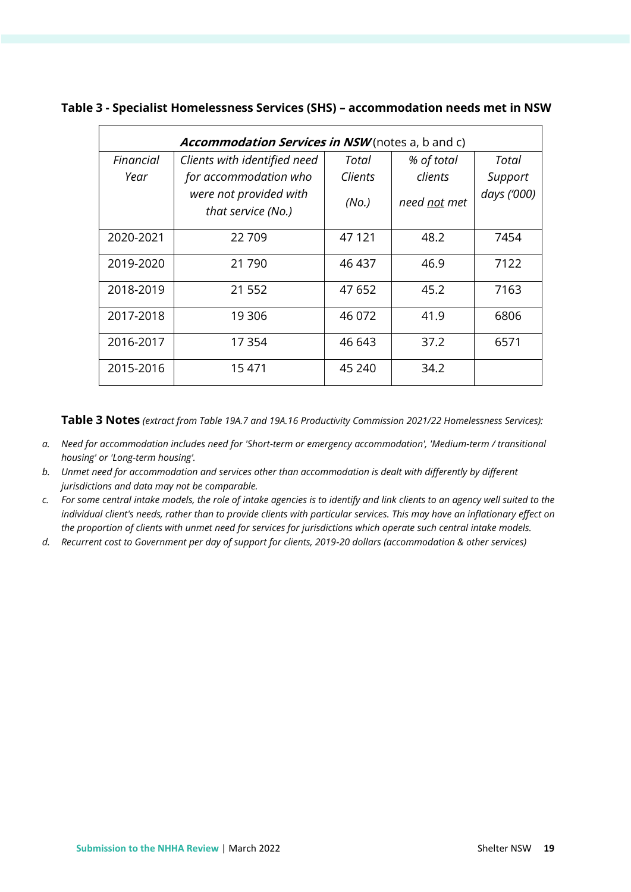**Table 3 - Specialist Homelessness Services (SHS) – accommodation needs met in NSW**

| ***Accommodation Services in NSW*** (notes a, b and c) | | | | |
|---|---|---|---|---|
| *Financial Year* | *Clients with identified need for accommodation who were not provided with that service (No.)* | *Total Clients (No.)* | *% of total clients need not met* | *Total Support days ('000)* |
| 2020-2021 | 22 709 | 47 121 | 48.2 | 7454 |
| 2019-2020 | 21 790 | 46 437 | 46.9 | 7122 |
| 2018-2019 | 21 552 | 47 652 | 45.2 | 7163 |
| 2017-2018 | 19 306 | 46 072 | 41.9 | 6806 |
| 2016-2017 | 17 354 | 46 643 | 37.2 | 6571 |
| 2015-2016 | 15 471 | 45 240 | 34.2 | |

**Table 3 Notes** *(extract from Table 19A.7 and 19A.16 Productivity Commission 2021/22 Homelessness Services):*

a. *Need for accommodation includes need for 'Short-term or emergency accommodation', 'Medium-term / transitional housing' or 'Long-term housing'.*
b. *Unmet need for accommodation and services other than accommodation is dealt with differently by different jurisdictions and data may not be comparable.*
c. *For some central intake models, the role of intake agencies is to identify and link clients to an agency well suited to the individual client's needs, rather than to provide clients with particular services. This may have an inflationary effect on the proportion of clients with unmet need for services for jurisdictions which operate such central intake models.*
d. *Recurrent cost to Government per day of support for clients, 2019-20 dollars (accommodation & other services)*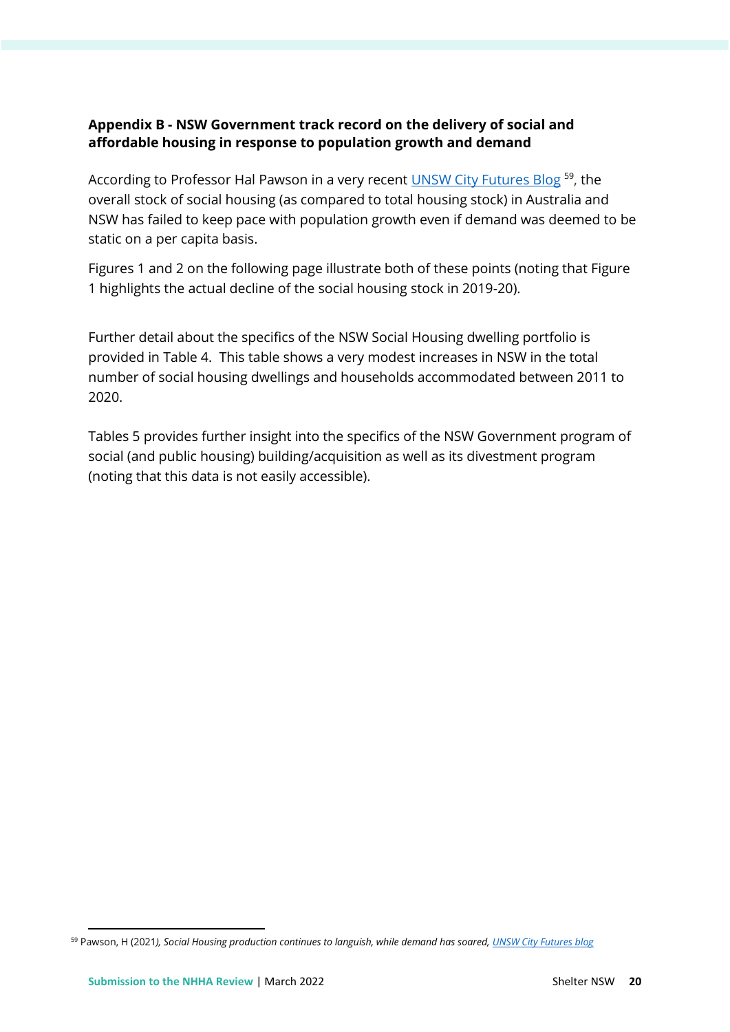**Appendix B - NSW Government track record on the delivery of social and affordable housing in response to population growth and demand**

According to Professor Hal Pawson in a very recent [UNSW City Futures Blog](UNSW City Futures Blog) [59], the overall stock of social housing (as compared to total housing stock) in Australia and NSW has failed to keep pace with population growth even if demand was deemed to be static on a per capita basis.

Figures 1 and 2 on the following page illustrate both of these points (noting that Figure 1 highlights the actual decline of the social housing stock in 2019-20).

Further detail about the specifics of the NSW Social Housing dwelling portfolio is provided in Table 4. This table shows a very modest increases in NSW in the total number of social housing dwellings and households accommodated between 2011 to 2020.

Tables 5 provides further insight into the specifics of the NSW Government program of social (and public housing) building/acquisition as well as its divestment program (noting that this data is not easily accessible).

---

[59] Pawson, H (2021*), Social Housing production continues to languish, while demand has soared,* *[UNSW City Futures blog](UNSW City Futures blog)*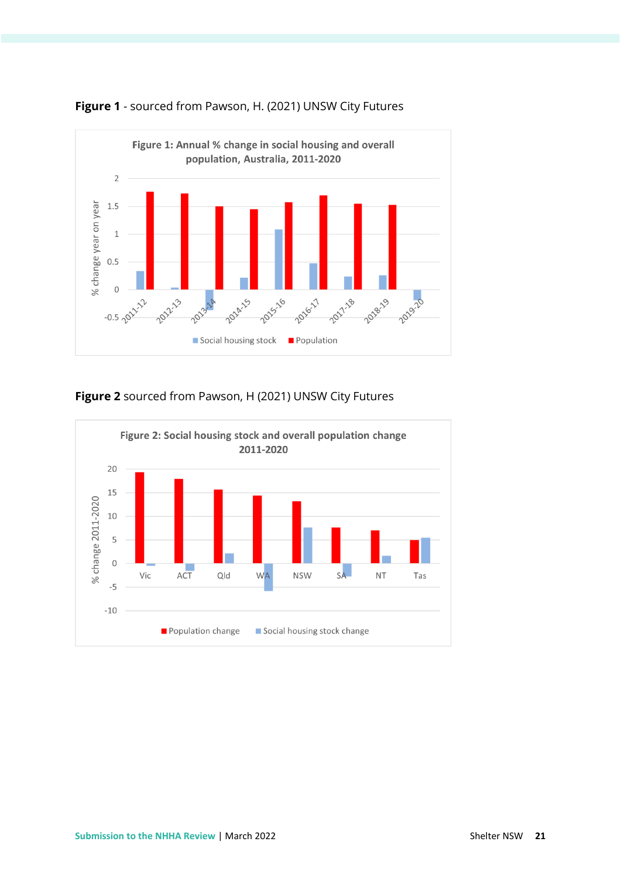**Figure 1** - sourced from Pawson, H. (2021) UNSW City Futures

Figure 1: Annual % change in social housing and overall population, Australia, 2011-2020

**Figure 2** sourced from Pawson, H (2021) UNSW City Futures

Figure 2: Social housing stock and overall population change 2011-2020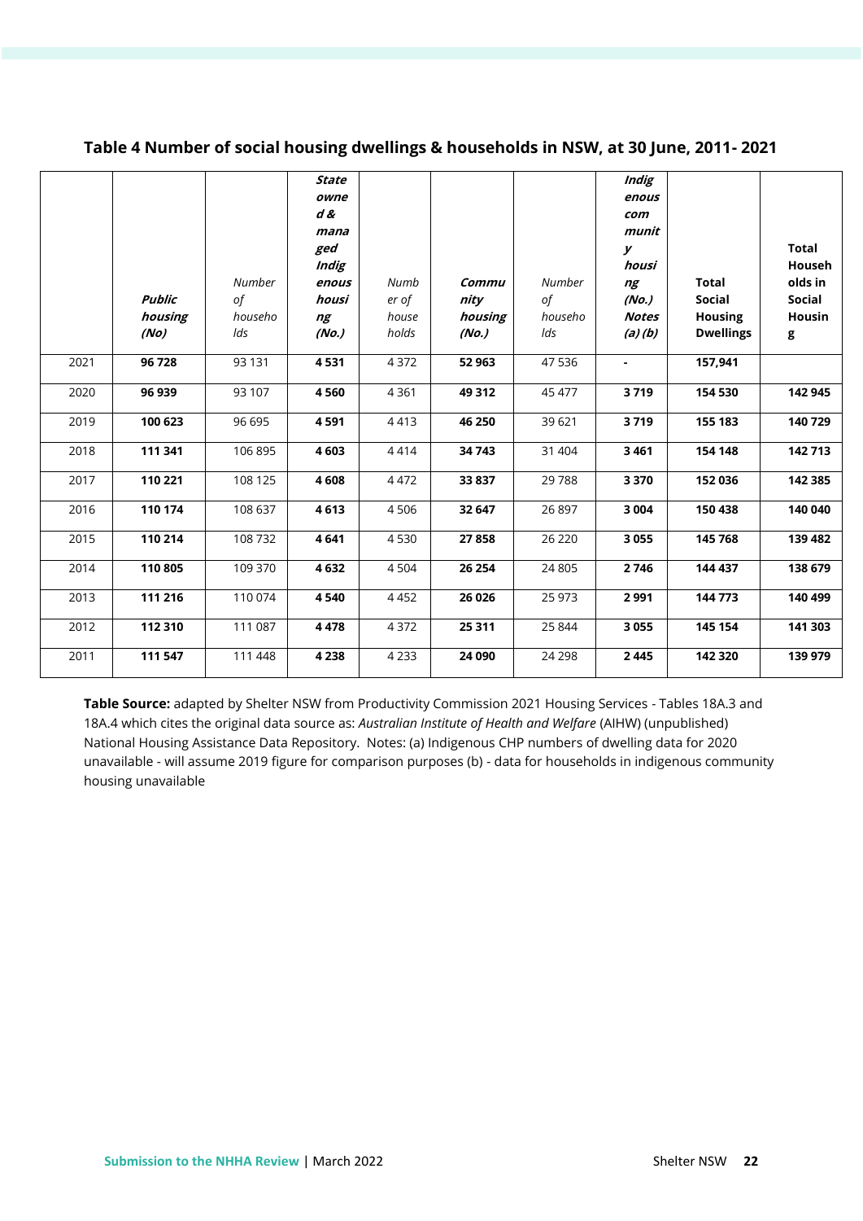### Table 4 Number of social housing dwellings & households in NSW, at 30 June, 2011- 2021

| | ***Public housing (No)*** | *Number of households* | ***State owned & managed Indigenous housing (No.)*** | *Number of households* | ***Community housing (No.)*** | *Number of households* | ***Indigenous community housing (No.) Notes (a) (b)*** | **Total Social Housing Dwellings** | **Total Households in Social Housing** |
|---|---|---|---|---|---|---|---|---|---|
| 2021 | **96 728** | 93 131 | **4 531** | 4 372 | **52 963** | 47 536 | **-** | **157,941** | |
| 2020 | **96 939** | 93 107 | **4 560** | 4 361 | **49 312** | 45 477 | **3 719** | **154 530** | **142 945** |
| 2019 | **100 623** | 96 695 | **4 591** | 4 413 | **46 250** | 39 621 | **3 719** | **155 183** | **140 729** |
| 2018 | **111 341** | 106 895 | **4 603** | 4 414 | **34 743** | 31 404 | **3 461** | **154 148** | **142 713** |
| 2017 | **110 221** | 108 125 | **4 608** | 4 472 | **33 837** | 29 788 | **3 370** | **152 036** | **142 385** |
| 2016 | **110 174** | 108 637 | **4 613** | 4 506 | **32 647** | 26 897 | **3 004** | **150 438** | **140 040** |
| 2015 | **110 214** | 108 732 | **4 641** | 4 530 | **27 858** | 26 220 | **3 055** | **145 768** | **139 482** |
| 2014 | **110 805** | 109 370 | **4 632** | 4 504 | **26 254** | 24 805 | **2 746** | **144 437** | **138 679** |
| 2013 | **111 216** | 110 074 | **4 540** | 4 452 | **26 026** | 25 973 | **2 991** | **144 773** | **140 499** |
| 2012 | **112 310** | 111 087 | **4 478** | 4 372 | **25 311** | 25 844 | **3 055** | **145 154** | **141 303** |
| 2011 | **111 547** | 111 448 | **4 238** | 4 233 | **24 090** | 24 298 | **2 445** | **142 320** | **139 979** |

**Table Source:** adapted by Shelter NSW from Productivity Commission 2021 Housing Services - Tables 18A.3 and 18A.4 which cites the original data source as: *Australian Institute of Health and Welfare* (AIHW) (unpublished) National Housing Assistance Data Repository. Notes: (a) Indigenous CHP numbers of dwelling data for 2020 unavailable - will assume 2019 figure for comparison purposes (b) - data for households in indigenous community housing unavailable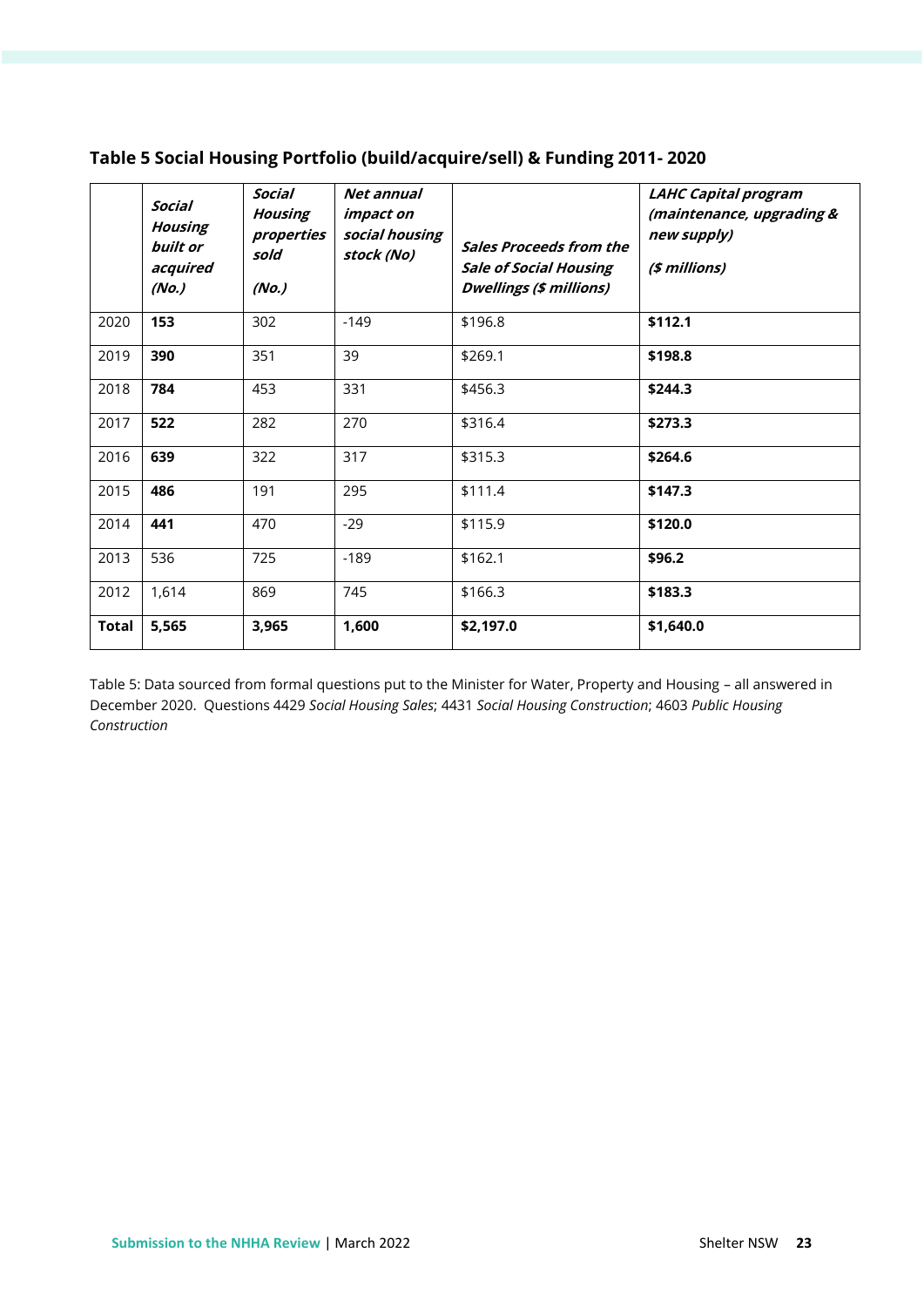### Table 5 Social Housing Portfolio (build/acquire/sell) & Funding 2011- 2020

| | ***Social Housing built or acquired (No.)*** | ***Social Housing properties sold (No.)*** | ***Net annual impact on social housing stock (No)*** | ***Sales Proceeds from the Sale of Social Housing Dwellings ($ millions)*** | ***LAHC Capital program (maintenance, upgrading & new supply) ($ millions)*** |
|---|---|---|---|---|---|
| 2020 | **153** | 302 | -149 | $196.8 | **$112.1** |
| 2019 | **390** | 351 | 39 | $269.1 | **$198.8** |
| 2018 | **784** | 453 | 331 | $456.3 | **$244.3** |
| 2017 | **522** | 282 | 270 | $316.4 | **$273.3** |
| 2016 | **639** | 322 | 317 | $315.3 | **$264.6** |
| 2015 | **486** | 191 | 295 | $111.4 | **$147.3** |
| 2014 | **441** | 470 | -29 | $115.9 | **$120.0** |
| 2013 | 536 | 725 | -189 | $162.1 | **$96.2** |
| 2012 | 1,614 | 869 | 745 | $166.3 | **$183.3** |
| **Total** | **5,565** | **3,965** | **1,600** | **$2,197.0** | **$1,640.0** |

Table 5: Data sourced from formal questions put to the Minister for Water, Property and Housing – all answered in December 2020. Questions 4429 *Social Housing Sales*; 4431 *Social Housing Construction*; 4603 *Public Housing Construction*